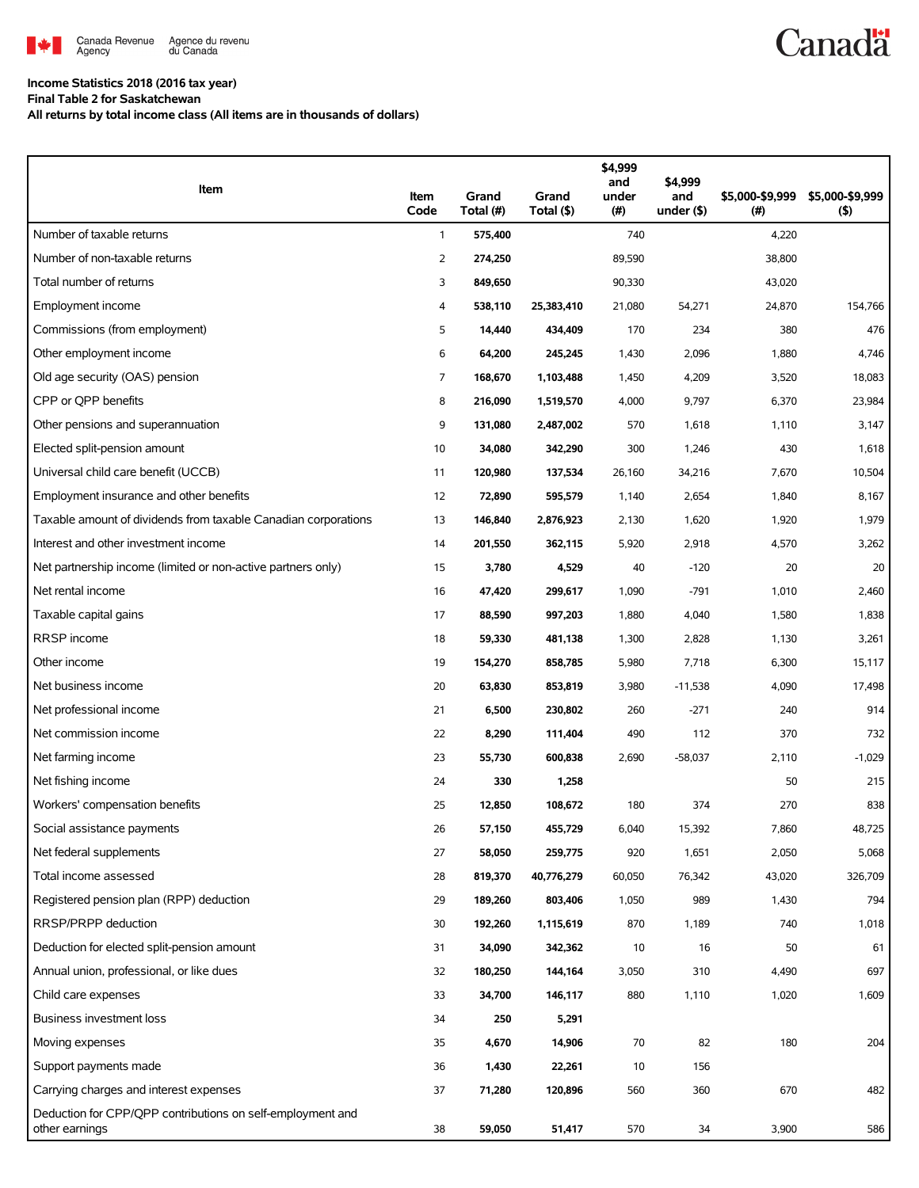Canada Revenue Agency | Agence du revenu du Canada

Canada

**Income Statistics 2018 (2016 tax year)**
**Final Table 2 for Saskatchewan**
**All returns by total income class (All items are in thousands of dollars)**

| Item | Item Code | Grand Total (#) | Grand Total ($) | $4,999 and under (#) | $4,999 and under ($) | $5,000-$9,999 (#) | $5,000-$9,999 ($) |
|---|---|---|---|---|---|---|---|
| Number of taxable returns | 1 | **575,400** | | 740 | | 4,220 | |
| Number of non-taxable returns | 2 | **274,250** | | 89,590 | | 38,800 | |
| Total number of returns | 3 | **849,650** | | 90,330 | | 43,020 | |
| Employment income | 4 | **538,110** | **25,383,410** | 21,080 | 54,271 | 24,870 | 154,766 |
| Commissions (from employment) | 5 | **14,440** | **434,409** | 170 | 234 | 380 | 476 |
| Other employment income | 6 | **64,200** | **245,245** | 1,430 | 2,096 | 1,880 | 4,746 |
| Old age security (OAS) pension | 7 | **168,670** | **1,103,488** | 1,450 | 4,209 | 3,520 | 18,083 |
| CPP or QPP benefits | 8 | **216,090** | **1,519,570** | 4,000 | 9,797 | 6,370 | 23,984 |
| Other pensions and superannuation | 9 | **131,080** | **2,487,002** | 570 | 1,618 | 1,110 | 3,147 |
| Elected split-pension amount | 10 | **34,080** | **342,290** | 300 | 1,246 | 430 | 1,618 |
| Universal child care benefit (UCCB) | 11 | **120,980** | **137,534** | 26,160 | 34,216 | 7,670 | 10,504 |
| Employment insurance and other benefits | 12 | **72,890** | **595,579** | 1,140 | 2,654 | 1,840 | 8,167 |
| Taxable amount of dividends from taxable Canadian corporations | 13 | **146,840** | **2,876,923** | 2,130 | 1,620 | 1,920 | 1,979 |
| Interest and other investment income | 14 | **201,550** | **362,115** | 5,920 | 2,918 | 4,570 | 3,262 |
| Net partnership income (limited or non-active partners only) | 15 | **3,780** | **4,529** | 40 | -120 | 20 | 20 |
| Net rental income | 16 | **47,420** | **299,617** | 1,090 | -791 | 1,010 | 2,460 |
| Taxable capital gains | 17 | **88,590** | **997,203** | 1,880 | 4,040 | 1,580 | 1,838 |
| RRSP income | 18 | **59,330** | **481,138** | 1,300 | 2,828 | 1,130 | 3,261 |
| Other income | 19 | **154,270** | **858,785** | 5,980 | 7,718 | 6,300 | 15,117 |
| Net business income | 20 | **63,830** | **853,819** | 3,980 | -11,538 | 4,090 | 17,498 |
| Net professional income | 21 | **6,500** | **230,802** | 260 | -271 | 240 | 914 |
| Net commission income | 22 | **8,290** | **111,404** | 490 | 112 | 370 | 732 |
| Net farming income | 23 | **55,730** | **600,838** | 2,690 | -58,037 | 2,110 | -1,029 |
| Net fishing income | 24 | **330** | **1,258** | | | 50 | 215 |
| Workers' compensation benefits | 25 | **12,850** | **108,672** | 180 | 374 | 270 | 838 |
| Social assistance payments | 26 | **57,150** | **455,729** | 6,040 | 15,392 | 7,860 | 48,725 |
| Net federal supplements | 27 | **58,050** | **259,775** | 920 | 1,651 | 2,050 | 5,068 |
| Total income assessed | 28 | **819,370** | **40,776,279** | 60,050 | 76,342 | 43,020 | 326,709 |
| Registered pension plan (RPP) deduction | 29 | **189,260** | **803,406** | 1,050 | 989 | 1,430 | 794 |
| RRSP/PRPP deduction | 30 | **192,260** | **1,115,619** | 870 | 1,189 | 740 | 1,018 |
| Deduction for elected split-pension amount | 31 | **34,090** | **342,362** | 10 | 16 | 50 | 61 |
| Annual union, professional, or like dues | 32 | **180,250** | **144,164** | 3,050 | 310 | 4,490 | 697 |
| Child care expenses | 33 | **34,700** | **146,117** | 880 | 1,110 | 1,020 | 1,609 |
| Business investment loss | 34 | **250** | **5,291** | | | | |
| Moving expenses | 35 | **4,670** | **14,906** | 70 | 82 | 180 | 204 |
| Support payments made | 36 | **1,430** | **22,261** | 10 | 156 | | |
| Carrying charges and interest expenses | 37 | **71,280** | **120,896** | 560 | 360 | 670 | 482 |
| Deduction for CPP/QPP contributions on self-employment and other earnings | 38 | **59,050** | **51,417** | 570 | 34 | 3,900 | 586 |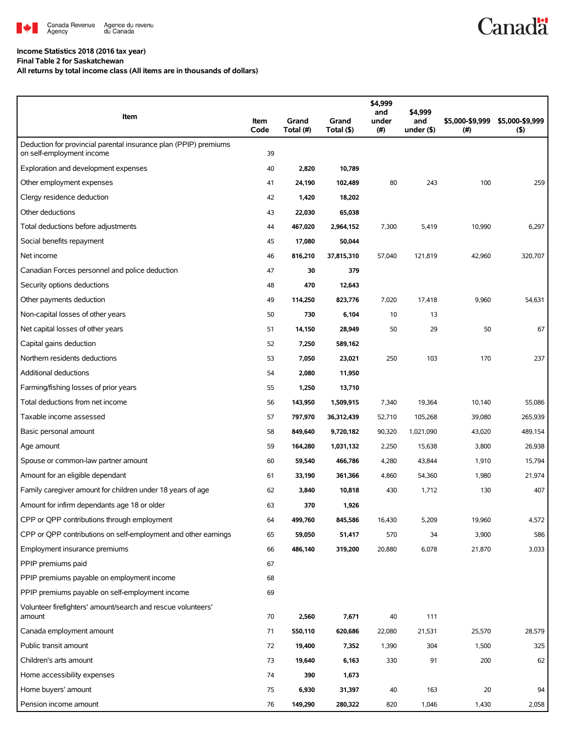**Income Statistics 2018 (2016 tax year)**
**Final Table 2 for Saskatchewan**
**All returns by total income class (All items are in thousands of dollars)**

| Item | Item Code | Grand Total (#) | Grand Total ($) | $4,999 and under (#) | $4,999 and under ($) | $5,000-$9,999 (#) | $5,000-$9,999 ($) |
|---|---|---|---|---|---|---|---|
| Deduction for provincial parental insurance plan (PPIP) premiums on self-employment income | 39 | | | | | | |
| Exploration and development expenses | 40 | **2,820** | **10,789** | | | | |
| Other employment expenses | 41 | **24,190** | **102,489** | 80 | 243 | 100 | 259 |
| Clergy residence deduction | 42 | **1,420** | **18,202** | | | | |
| Other deductions | 43 | **22,030** | **65,038** | | | | |
| Total deductions before adjustments | 44 | **467,020** | **2,964,152** | 7,300 | 5,419 | 10,990 | 6,297 |
| Social benefits repayment | 45 | **17,080** | **50,044** | | | | |
| Net income | 46 | **816,210** | **37,815,310** | 57,040 | 121,819 | 42,960 | 320,707 |
| Canadian Forces personnel and police deduction | 47 | **30** | **379** | | | | |
| Security options deductions | 48 | **470** | **12,643** | | | | |
| Other payments deduction | 49 | **114,250** | **823,776** | 7,020 | 17,418 | 9,960 | 54,631 |
| Non-capital losses of other years | 50 | **730** | **6,104** | 10 | 13 | | |
| Net capital losses of other years | 51 | **14,150** | **28,949** | 50 | 29 | 50 | 67 |
| Capital gains deduction | 52 | **7,250** | **589,162** | | | | |
| Northern residents deductions | 53 | **7,050** | **23,021** | 250 | 103 | 170 | 237 |
| Additional deductions | 54 | **2,080** | **11,950** | | | | |
| Farming/fishing losses of prior years | 55 | **1,250** | **13,710** | | | | |
| Total deductions from net income | 56 | **143,950** | **1,509,915** | 7,340 | 19,364 | 10,140 | 55,086 |
| Taxable income assessed | 57 | **797,970** | **36,312,439** | 52,710 | 105,268 | 39,080 | 265,939 |
| Basic personal amount | 58 | **849,640** | **9,720,182** | 90,320 | 1,021,090 | 43,020 | 489,154 |
| Age amount | 59 | **164,280** | **1,031,132** | 2,250 | 15,638 | 3,800 | 26,938 |
| Spouse or common-law partner amount | 60 | **59,540** | **466,786** | 4,280 | 43,844 | 1,910 | 15,794 |
| Amount for an eligible dependant | 61 | **33,190** | **361,366** | 4,860 | 54,360 | 1,980 | 21,974 |
| Family caregiver amount for children under 18 years of age | 62 | **3,840** | **10,818** | 430 | 1,712 | 130 | 407 |
| Amount for infirm dependants age 18 or older | 63 | **370** | **1,926** | | | | |
| CPP or QPP contributions through employment | 64 | **499,760** | **845,586** | 16,430 | 5,209 | 19,960 | 4,572 |
| CPP or QPP contributions on self-employment and other earnings | 65 | **59,050** | **51,417** | 570 | 34 | 3,900 | 586 |
| Employment insurance premiums | 66 | **486,140** | **319,200** | 20,880 | 6,078 | 21,870 | 3,033 |
| PPIP premiums paid | 67 | | | | | | |
| PPIP premiums payable on employment income | 68 | | | | | | |
| PPIP premiums payable on self-employment income | 69 | | | | | | |
| Volunteer firefighters' amount/search and rescue volunteers' amount | 70 | **2,560** | **7,671** | 40 | 111 | | |
| Canada employment amount | 71 | **550,110** | **620,686** | 22,080 | 21,531 | 25,570 | 28,579 |
| Public transit amount | 72 | **19,400** | **7,352** | 1,390 | 304 | 1,500 | 325 |
| Children's arts amount | 73 | **19,640** | **6,163** | 330 | 91 | 200 | 62 |
| Home accessibility expenses | 74 | **390** | **1,673** | | | | |
| Home buyers' amount | 75 | **6,930** | **31,397** | 40 | 163 | 20 | 94 |
| Pension income amount | 76 | **149,290** | **280,322** | 820 | 1,046 | 1,430 | 2,058 |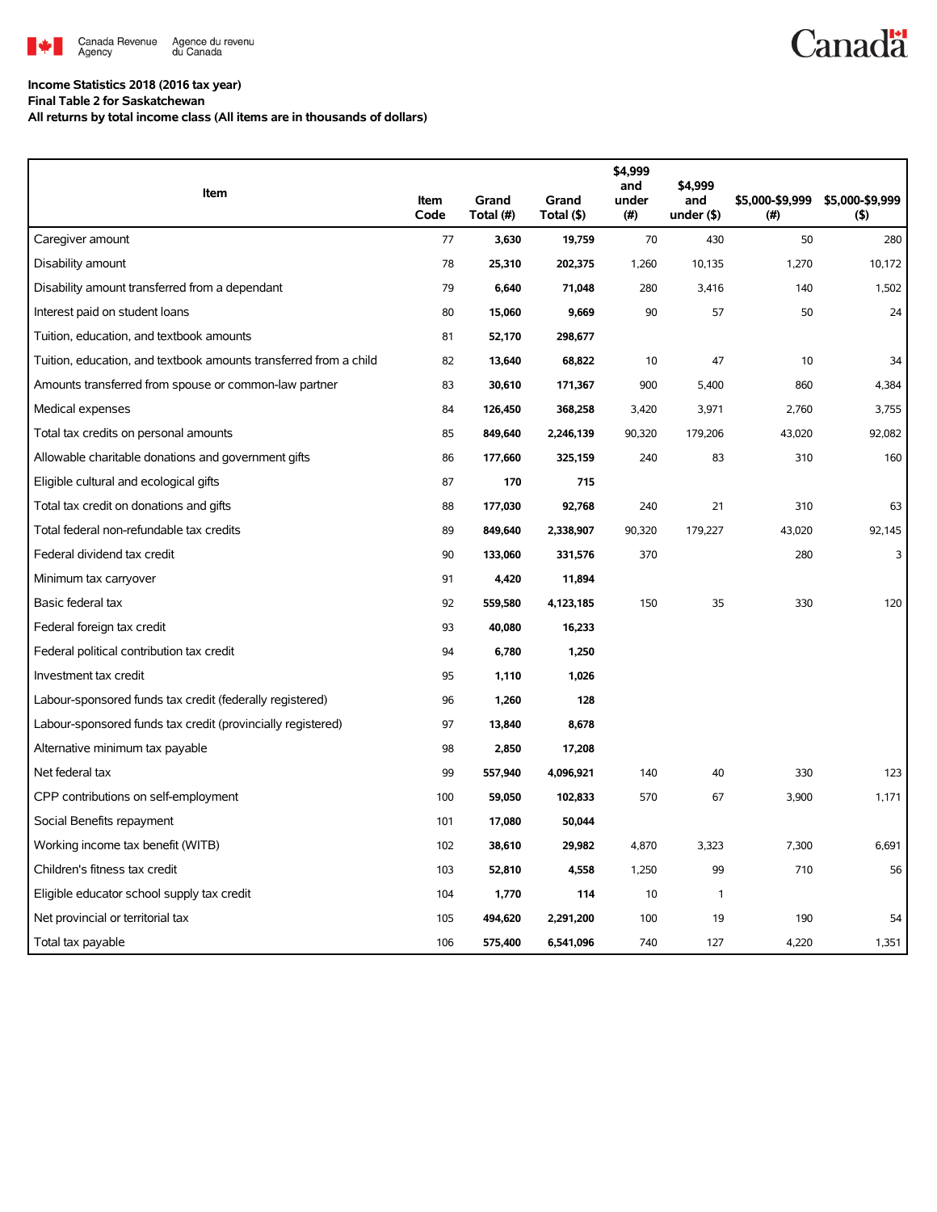**Income Statistics 2018 (2016 tax year)**
**Final Table 2 for Saskatchewan**
**All returns by total income class (All items are in thousands of dollars)**

| Item | Item Code | Grand Total (#) | Grand Total ($) | $4,999 and under (#) | $4,999 and under ($) | $5,000-$9,999 (#) | $5,000-$9,999 ($) |
|---|---|---|---|---|---|---|---|
| Caregiver amount | 77 | 3,630 | 19,759 | 70 | 430 | 50 | 280 |
| Disability amount | 78 | 25,310 | 202,375 | 1,260 | 10,135 | 1,270 | 10,172 |
| Disability amount transferred from a dependant | 79 | 6,640 | 71,048 | 280 | 3,416 | 140 | 1,502 |
| Interest paid on student loans | 80 | 15,060 | 9,669 | 90 | 57 | 50 | 24 |
| Tuition, education, and textbook amounts | 81 | 52,170 | 298,677 | | | | |
| Tuition, education, and textbook amounts transferred from a child | 82 | 13,640 | 68,822 | 10 | 47 | 10 | 34 |
| Amounts transferred from spouse or common-law partner | 83 | 30,610 | 171,367 | 900 | 5,400 | 860 | 4,384 |
| Medical expenses | 84 | 126,450 | 368,258 | 3,420 | 3,971 | 2,760 | 3,755 |
| Total tax credits on personal amounts | 85 | 849,640 | 2,246,139 | 90,320 | 179,206 | 43,020 | 92,082 |
| Allowable charitable donations and government gifts | 86 | 177,660 | 325,159 | 240 | 83 | 310 | 160 |
| Eligible cultural and ecological gifts | 87 | 170 | 715 | | | | |
| Total tax credit on donations and gifts | 88 | 177,030 | 92,768 | 240 | 21 | 310 | 63 |
| Total federal non-refundable tax credits | 89 | 849,640 | 2,338,907 | 90,320 | 179,227 | 43,020 | 92,145 |
| Federal dividend tax credit | 90 | 133,060 | 331,576 | 370 | | 280 | 3 |
| Minimum tax carryover | 91 | 4,420 | 11,894 | | | | |
| Basic federal tax | 92 | 559,580 | 4,123,185 | 150 | 35 | 330 | 120 |
| Federal foreign tax credit | 93 | 40,080 | 16,233 | | | | |
| Federal political contribution tax credit | 94 | 6,780 | 1,250 | | | | |
| Investment tax credit | 95 | 1,110 | 1,026 | | | | |
| Labour-sponsored funds tax credit (federally registered) | 96 | 1,260 | 128 | | | | |
| Labour-sponsored funds tax credit (provincially registered) | 97 | 13,840 | 8,678 | | | | |
| Alternative minimum tax payable | 98 | 2,850 | 17,208 | | | | |
| Net federal tax | 99 | 557,940 | 4,096,921 | 140 | 40 | 330 | 123 |
| CPP contributions on self-employment | 100 | 59,050 | 102,833 | 570 | 67 | 3,900 | 1,171 |
| Social Benefits repayment | 101 | 17,080 | 50,044 | | | | |
| Working income tax benefit (WITB) | 102 | 38,610 | 29,982 | 4,870 | 3,323 | 7,300 | 6,691 |
| Children's fitness tax credit | 103 | 52,810 | 4,558 | 1,250 | 99 | 710 | 56 |
| Eligible educator school supply tax credit | 104 | 1,770 | 114 | 10 | 1 | | |
| Net provincial or territorial tax | 105 | 494,620 | 2,291,200 | 100 | 19 | 190 | 54 |
| Total tax payable | 106 | 575,400 | 6,541,096 | 740 | 127 | 4,220 | 1,351 |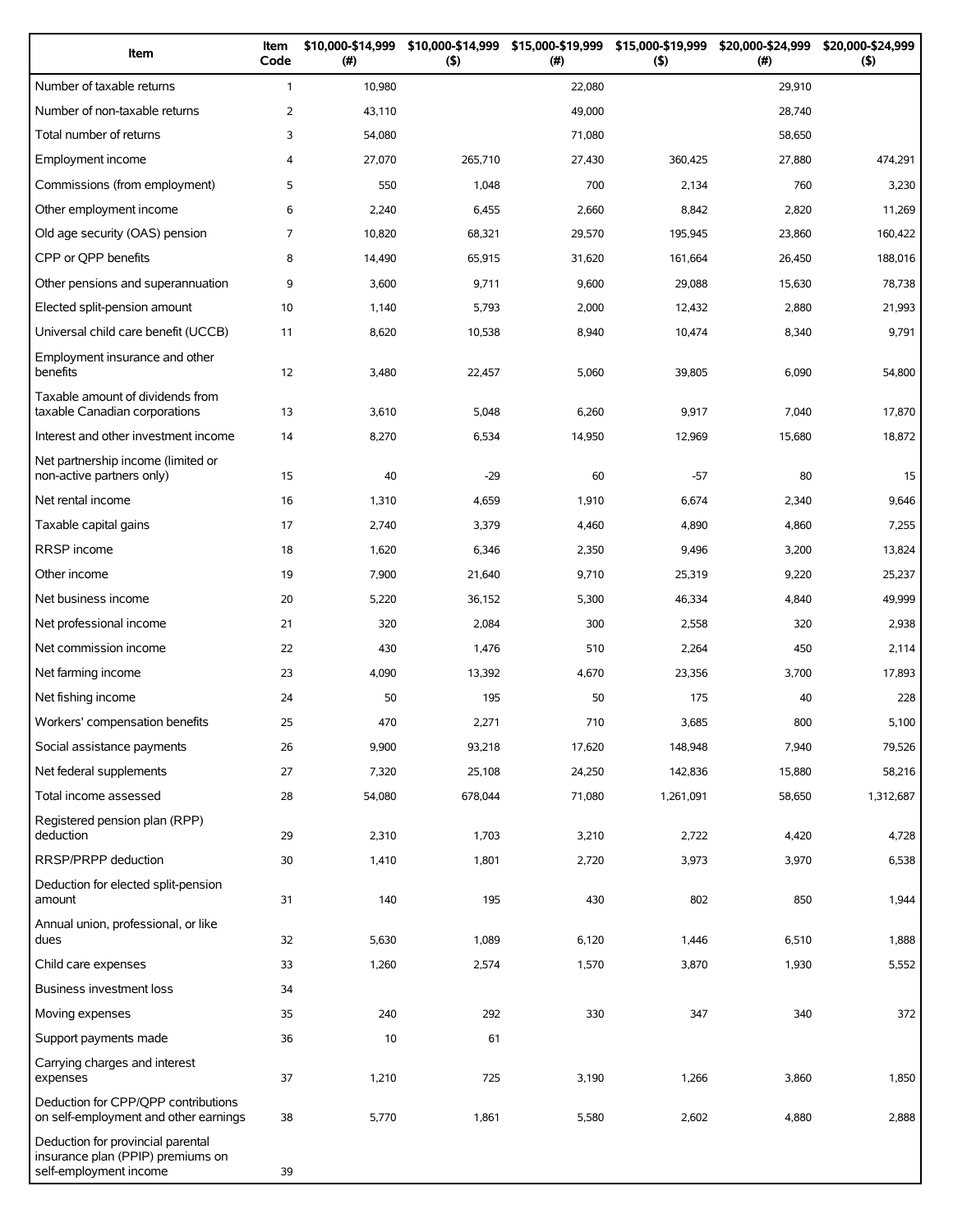| Item | Item Code | $10,000-$14,999 (#) | $10,000-$14,999 ($) | $15,000-$19,999 (#) | $15,000-$19,999 ($) | $20,000-$24,999 (#) | $20,000-$24,999 ($) |
|---|---|---|---|---|---|---|---|
| Number of taxable returns | 1 | 10,980 | | 22,080 | | 29,910 | |
| Number of non-taxable returns | 2 | 43,110 | | 49,000 | | 28,740 | |
| Total number of returns | 3 | 54,080 | | 71,080 | | 58,650 | |
| Employment income | 4 | 27,070 | 265,710 | 27,430 | 360,425 | 27,880 | 474,291 |
| Commissions (from employment) | 5 | 550 | 1,048 | 700 | 2,134 | 760 | 3,230 |
| Other employment income | 6 | 2,240 | 6,455 | 2,660 | 8,842 | 2,820 | 11,269 |
| Old age security (OAS) pension | 7 | 10,820 | 68,321 | 29,570 | 195,945 | 23,860 | 160,422 |
| CPP or QPP benefits | 8 | 14,490 | 65,915 | 31,620 | 161,664 | 26,450 | 188,016 |
| Other pensions and superannuation | 9 | 3,600 | 9,711 | 9,600 | 29,088 | 15,630 | 78,738 |
| Elected split-pension amount | 10 | 1,140 | 5,793 | 2,000 | 12,432 | 2,880 | 21,993 |
| Universal child care benefit (UCCB) | 11 | 8,620 | 10,538 | 8,940 | 10,474 | 8,340 | 9,791 |
| Employment insurance and other benefits | 12 | 3,480 | 22,457 | 5,060 | 39,805 | 6,090 | 54,800 |
| Taxable amount of dividends from taxable Canadian corporations | 13 | 3,610 | 5,048 | 6,260 | 9,917 | 7,040 | 17,870 |
| Interest and other investment income | 14 | 8,270 | 6,534 | 14,950 | 12,969 | 15,680 | 18,872 |
| Net partnership income (limited or non-active partners only) | 15 | 40 | -29 | 60 | -57 | 80 | 15 |
| Net rental income | 16 | 1,310 | 4,659 | 1,910 | 6,674 | 2,340 | 9,646 |
| Taxable capital gains | 17 | 2,740 | 3,379 | 4,460 | 4,890 | 4,860 | 7,255 |
| RRSP income | 18 | 1,620 | 6,346 | 2,350 | 9,496 | 3,200 | 13,824 |
| Other income | 19 | 7,900 | 21,640 | 9,710 | 25,319 | 9,220 | 25,237 |
| Net business income | 20 | 5,220 | 36,152 | 5,300 | 46,334 | 4,840 | 49,999 |
| Net professional income | 21 | 320 | 2,084 | 300 | 2,558 | 320 | 2,938 |
| Net commission income | 22 | 430 | 1,476 | 510 | 2,264 | 450 | 2,114 |
| Net farming income | 23 | 4,090 | 13,392 | 4,670 | 23,356 | 3,700 | 17,893 |
| Net fishing income | 24 | 50 | 195 | 50 | 175 | 40 | 228 |
| Workers' compensation benefits | 25 | 470 | 2,271 | 710 | 3,685 | 800 | 5,100 |
| Social assistance payments | 26 | 9,900 | 93,218 | 17,620 | 148,948 | 7,940 | 79,526 |
| Net federal supplements | 27 | 7,320 | 25,108 | 24,250 | 142,836 | 15,880 | 58,216 |
| Total income assessed | 28 | 54,080 | 678,044 | 71,080 | 1,261,091 | 58,650 | 1,312,687 |
| Registered pension plan (RPP) deduction | 29 | 2,310 | 1,703 | 3,210 | 2,722 | 4,420 | 4,728 |
| RRSP/PRPP deduction | 30 | 1,410 | 1,801 | 2,720 | 3,973 | 3,970 | 6,538 |
| Deduction for elected split-pension amount | 31 | 140 | 195 | 430 | 802 | 850 | 1,944 |
| Annual union, professional, or like dues | 32 | 5,630 | 1,089 | 6,120 | 1,446 | 6,510 | 1,888 |
| Child care expenses | 33 | 1,260 | 2,574 | 1,570 | 3,870 | 1,930 | 5,552 |
| Business investment loss | 34 | | | | | | |
| Moving expenses | 35 | 240 | 292 | 330 | 347 | 340 | 372 |
| Support payments made | 36 | 10 | 61 | | | | |
| Carrying charges and interest expenses | 37 | 1,210 | 725 | 3,190 | 1,266 | 3,860 | 1,850 |
| Deduction for CPP/QPP contributions on self-employment and other earnings | 38 | 5,770 | 1,861 | 5,580 | 2,602 | 4,880 | 2,888 |
| Deduction for provincial parental insurance plan (PPIP) premiums on self-employment income | 39 | | | | | | |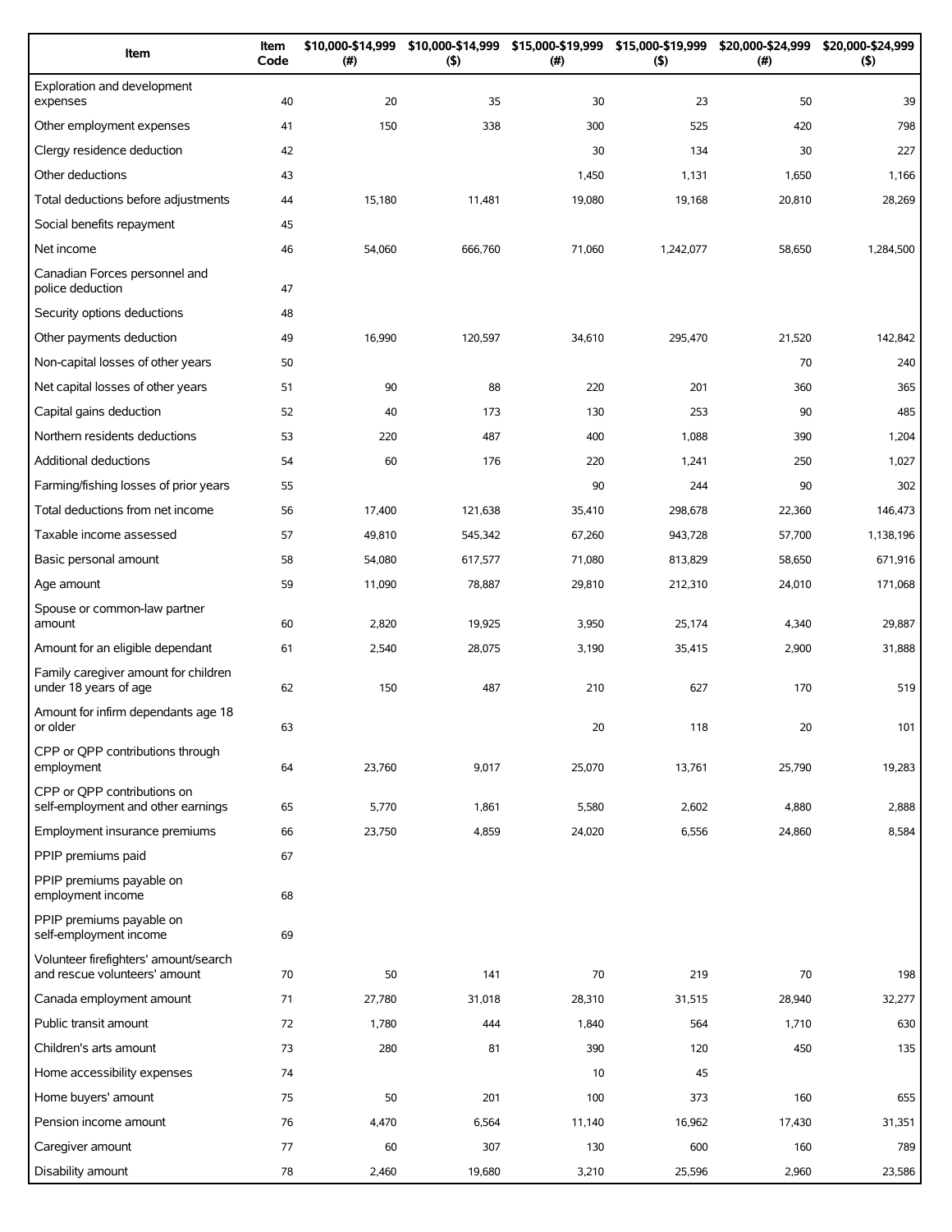| Item | Item Code | $10,000-$14,999 (#) | $10,000-$14,999 ($) | $15,000-$19,999 (#) | $15,000-$19,999 ($) | $20,000-$24,999 (#) | $20,000-$24,999 ($) |
|---|---|---|---|---|---|---|---|
| Exploration and development expenses | 40 | 20 | 35 | 30 | 23 | 50 | 39 |
| Other employment expenses | 41 | 150 | 338 | 300 | 525 | 420 | 798 |
| Clergy residence deduction | 42 | | | 30 | 134 | 30 | 227 |
| Other deductions | 43 | | | 1,450 | 1,131 | 1,650 | 1,166 |
| Total deductions before adjustments | 44 | 15,180 | 11,481 | 19,080 | 19,168 | 20,810 | 28,269 |
| Social benefits repayment | 45 | | | | | | |
| Net income | 46 | 54,060 | 666,760 | 71,060 | 1,242,077 | 58,650 | 1,284,500 |
| Canadian Forces personnel and police deduction | 47 | | | | | | |
| Security options deductions | 48 | | | | | | |
| Other payments deduction | 49 | 16,990 | 120,597 | 34,610 | 295,470 | 21,520 | 142,842 |
| Non-capital losses of other years | 50 | | | | | 70 | 240 |
| Net capital losses of other years | 51 | 90 | 88 | 220 | 201 | 360 | 365 |
| Capital gains deduction | 52 | 40 | 173 | 130 | 253 | 90 | 485 |
| Northern residents deductions | 53 | 220 | 487 | 400 | 1,088 | 390 | 1,204 |
| Additional deductions | 54 | 60 | 176 | 220 | 1,241 | 250 | 1,027 |
| Farming/fishing losses of prior years | 55 | | | 90 | 244 | 90 | 302 |
| Total deductions from net income | 56 | 17,400 | 121,638 | 35,410 | 298,678 | 22,360 | 146,473 |
| Taxable income assessed | 57 | 49,810 | 545,342 | 67,260 | 943,728 | 57,700 | 1,138,196 |
| Basic personal amount | 58 | 54,080 | 617,577 | 71,080 | 813,829 | 58,650 | 671,916 |
| Age amount | 59 | 11,090 | 78,887 | 29,810 | 212,310 | 24,010 | 171,068 |
| Spouse or common-law partner amount | 60 | 2,820 | 19,925 | 3,950 | 25,174 | 4,340 | 29,887 |
| Amount for an eligible dependant | 61 | 2,540 | 28,075 | 3,190 | 35,415 | 2,900 | 31,888 |
| Family caregiver amount for children under 18 years of age | 62 | 150 | 487 | 210 | 627 | 170 | 519 |
| Amount for infirm dependants age 18 or older | 63 | | | 20 | 118 | 20 | 101 |
| CPP or QPP contributions through employment | 64 | 23,760 | 9,017 | 25,070 | 13,761 | 25,790 | 19,283 |
| CPP or QPP contributions on self-employment and other earnings | 65 | 5,770 | 1,861 | 5,580 | 2,602 | 4,880 | 2,888 |
| Employment insurance premiums | 66 | 23,750 | 4,859 | 24,020 | 6,556 | 24,860 | 8,584 |
| PPIP premiums paid | 67 | | | | | | |
| PPIP premiums payable on employment income | 68 | | | | | | |
| PPIP premiums payable on self-employment income | 69 | | | | | | |
| Volunteer firefighters' amount/search and rescue volunteers' amount | 70 | 50 | 141 | 70 | 219 | 70 | 198 |
| Canada employment amount | 71 | 27,780 | 31,018 | 28,310 | 31,515 | 28,940 | 32,277 |
| Public transit amount | 72 | 1,780 | 444 | 1,840 | 564 | 1,710 | 630 |
| Children's arts amount | 73 | 280 | 81 | 390 | 120 | 450 | 135 |
| Home accessibility expenses | 74 | | | 10 | 45 | | |
| Home buyers' amount | 75 | 50 | 201 | 100 | 373 | 160 | 655 |
| Pension income amount | 76 | 4,470 | 6,564 | 11,140 | 16,962 | 17,430 | 31,351 |
| Caregiver amount | 77 | 60 | 307 | 130 | 600 | 160 | 789 |
| Disability amount | 78 | 2,460 | 19,680 | 3,210 | 25,596 | 2,960 | 23,586 |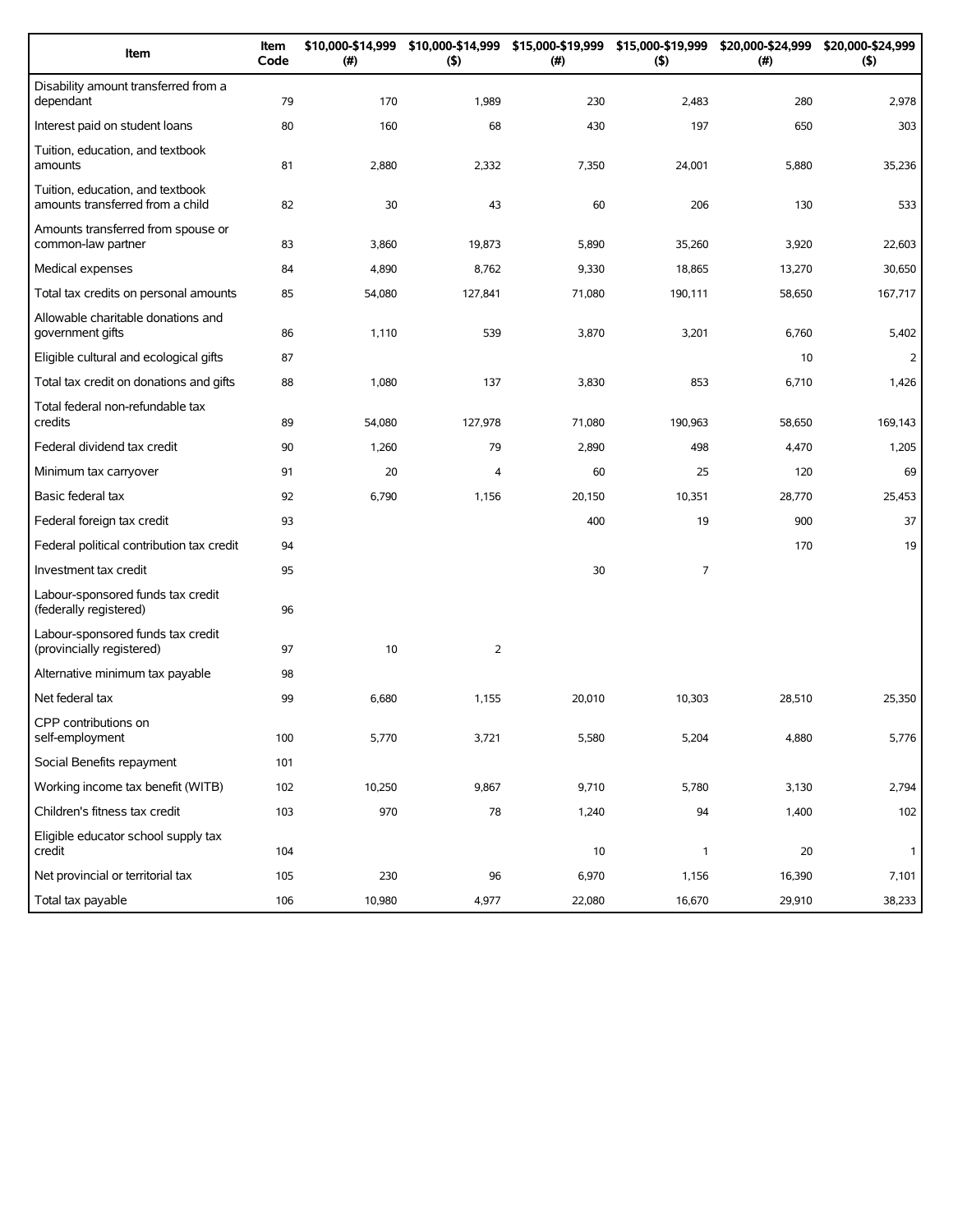| Item | Item Code | $10,000-$14,999 (#) | $10,000-$14,999 ($) | $15,000-$19,999 (#) | $15,000-$19,999 ($) | $20,000-$24,999 (#) | $20,000-$24,999 ($) |
|---|---|---|---|---|---|---|---|
| Disability amount transferred from a dependant | 79 | 170 | 1,989 | 230 | 2,483 | 280 | 2,978 |
| Interest paid on student loans | 80 | 160 | 68 | 430 | 197 | 650 | 303 |
| Tuition, education, and textbook amounts | 81 | 2,880 | 2,332 | 7,350 | 24,001 | 5,880 | 35,236 |
| Tuition, education, and textbook amounts transferred from a child | 82 | 30 | 43 | 60 | 206 | 130 | 533 |
| Amounts transferred from spouse or common-law partner | 83 | 3,860 | 19,873 | 5,890 | 35,260 | 3,920 | 22,603 |
| Medical expenses | 84 | 4,890 | 8,762 | 9,330 | 18,865 | 13,270 | 30,650 |
| Total tax credits on personal amounts | 85 | 54,080 | 127,841 | 71,080 | 190,111 | 58,650 | 167,717 |
| Allowable charitable donations and government gifts | 86 | 1,110 | 539 | 3,870 | 3,201 | 6,760 | 5,402 |
| Eligible cultural and ecological gifts | 87 | | | | | 10 | 2 |
| Total tax credit on donations and gifts | 88 | 1,080 | 137 | 3,830 | 853 | 6,710 | 1,426 |
| Total federal non-refundable tax credits | 89 | 54,080 | 127,978 | 71,080 | 190,963 | 58,650 | 169,143 |
| Federal dividend tax credit | 90 | 1,260 | 79 | 2,890 | 498 | 4,470 | 1,205 |
| Minimum tax carryover | 91 | 20 | 4 | 60 | 25 | 120 | 69 |
| Basic federal tax | 92 | 6,790 | 1,156 | 20,150 | 10,351 | 28,770 | 25,453 |
| Federal foreign tax credit | 93 | | | 400 | 19 | 900 | 37 |
| Federal political contribution tax credit | 94 | | | | | 170 | 19 |
| Investment tax credit | 95 | | | 30 | 7 | | |
| Labour-sponsored funds tax credit (federally registered) | 96 | | | | | | |
| Labour-sponsored funds tax credit (provincially registered) | 97 | 10 | 2 | | | | |
| Alternative minimum tax payable | 98 | | | | | | |
| Net federal tax | 99 | 6,680 | 1,155 | 20,010 | 10,303 | 28,510 | 25,350 |
| CPP contributions on self-employment | 100 | 5,770 | 3,721 | 5,580 | 5,204 | 4,880 | 5,776 |
| Social Benefits repayment | 101 | | | | | | |
| Working income tax benefit (WITB) | 102 | 10,250 | 9,867 | 9,710 | 5,780 | 3,130 | 2,794 |
| Children's fitness tax credit | 103 | 970 | 78 | 1,240 | 94 | 1,400 | 102 |
| Eligible educator school supply tax credit | 104 | | | 10 | 1 | 20 | 1 |
| Net provincial or territorial tax | 105 | 230 | 96 | 6,970 | 1,156 | 16,390 | 7,101 |
| Total tax payable | 106 | 10,980 | 4,977 | 22,080 | 16,670 | 29,910 | 38,233 |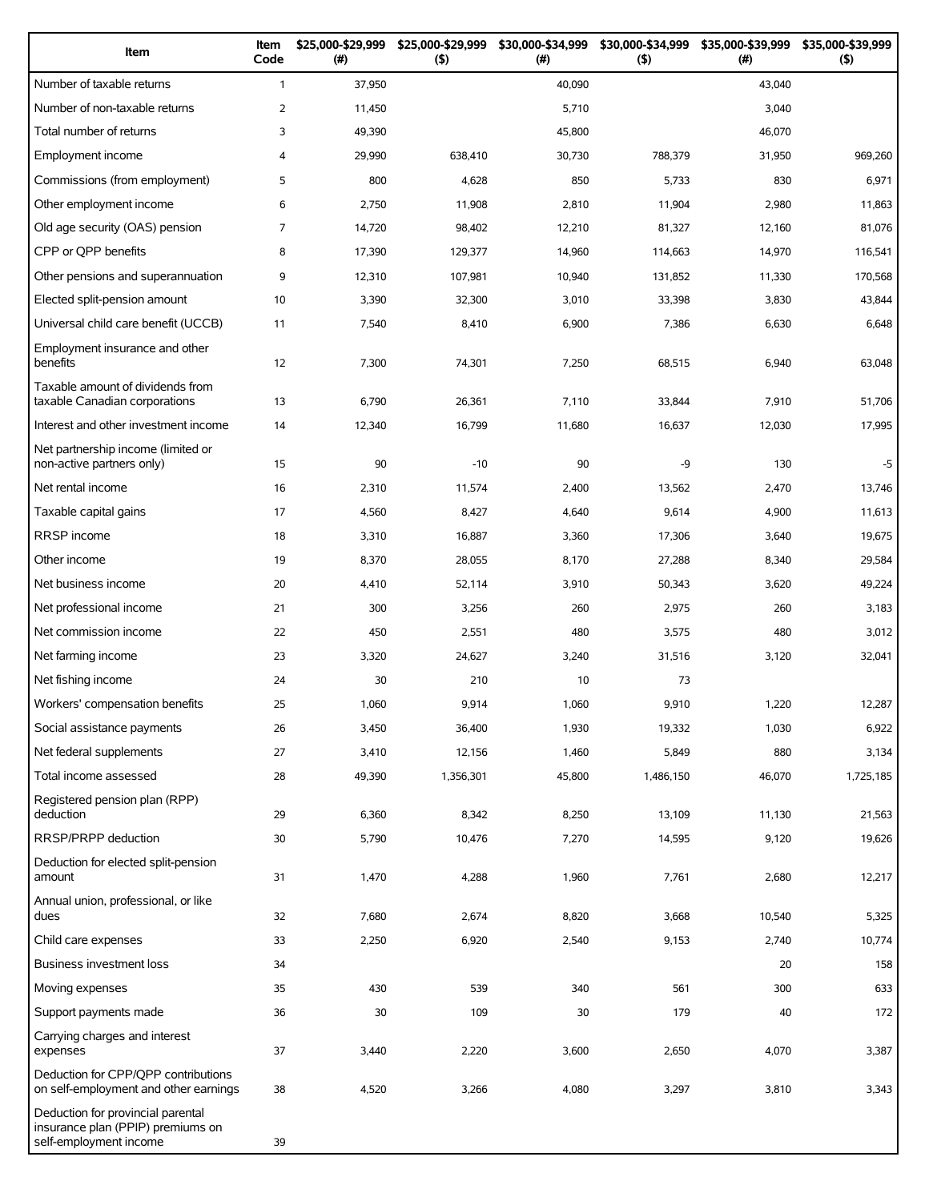| Item | Item Code | $25,000-$29,999 (#) | $25,000-$29,999 ($) | $30,000-$34,999 (#) | $30,000-$34,999 ($) | $35,000-$39,999 (#) | $35,000-$39,999 ($) |
|---|---|---|---|---|---|---|---|
| Number of taxable returns | 1 | 37,950 | | 40,090 | | 43,040 | |
| Number of non-taxable returns | 2 | 11,450 | | 5,710 | | 3,040 | |
| Total number of returns | 3 | 49,390 | | 45,800 | | 46,070 | |
| Employment income | 4 | 29,990 | 638,410 | 30,730 | 788,379 | 31,950 | 969,260 |
| Commissions (from employment) | 5 | 800 | 4,628 | 850 | 5,733 | 830 | 6,971 |
| Other employment income | 6 | 2,750 | 11,908 | 2,810 | 11,904 | 2,980 | 11,863 |
| Old age security (OAS) pension | 7 | 14,720 | 98,402 | 12,210 | 81,327 | 12,160 | 81,076 |
| CPP or QPP benefits | 8 | 17,390 | 129,377 | 14,960 | 114,663 | 14,970 | 116,541 |
| Other pensions and superannuation | 9 | 12,310 | 107,981 | 10,940 | 131,852 | 11,330 | 170,568 |
| Elected split-pension amount | 10 | 3,390 | 32,300 | 3,010 | 33,398 | 3,830 | 43,844 |
| Universal child care benefit (UCCB) | 11 | 7,540 | 8,410 | 6,900 | 7,386 | 6,630 | 6,648 |
| Employment insurance and other benefits | 12 | 7,300 | 74,301 | 7,250 | 68,515 | 6,940 | 63,048 |
| Taxable amount of dividends from taxable Canadian corporations | 13 | 6,790 | 26,361 | 7,110 | 33,844 | 7,910 | 51,706 |
| Interest and other investment income | 14 | 12,340 | 16,799 | 11,680 | 16,637 | 12,030 | 17,995 |
| Net partnership income (limited or non-active partners only) | 15 | 90 | -10 | 90 | -9 | 130 | -5 |
| Net rental income | 16 | 2,310 | 11,574 | 2,400 | 13,562 | 2,470 | 13,746 |
| Taxable capital gains | 17 | 4,560 | 8,427 | 4,640 | 9,614 | 4,900 | 11,613 |
| RRSP income | 18 | 3,310 | 16,887 | 3,360 | 17,306 | 3,640 | 19,675 |
| Other income | 19 | 8,370 | 28,055 | 8,170 | 27,288 | 8,340 | 29,584 |
| Net business income | 20 | 4,410 | 52,114 | 3,910 | 50,343 | 3,620 | 49,224 |
| Net professional income | 21 | 300 | 3,256 | 260 | 2,975 | 260 | 3,183 |
| Net commission income | 22 | 450 | 2,551 | 480 | 3,575 | 480 | 3,012 |
| Net farming income | 23 | 3,320 | 24,627 | 3,240 | 31,516 | 3,120 | 32,041 |
| Net fishing income | 24 | 30 | 210 | 10 | 73 | | |
| Workers' compensation benefits | 25 | 1,060 | 9,914 | 1,060 | 9,910 | 1,220 | 12,287 |
| Social assistance payments | 26 | 3,450 | 36,400 | 1,930 | 19,332 | 1,030 | 6,922 |
| Net federal supplements | 27 | 3,410 | 12,156 | 1,460 | 5,849 | 880 | 3,134 |
| Total income assessed | 28 | 49,390 | 1,356,301 | 45,800 | 1,486,150 | 46,070 | 1,725,185 |
| Registered pension plan (RPP) deduction | 29 | 6,360 | 8,342 | 8,250 | 13,109 | 11,130 | 21,563 |
| RRSP/PRPP deduction | 30 | 5,790 | 10,476 | 7,270 | 14,595 | 9,120 | 19,626 |
| Deduction for elected split-pension amount | 31 | 1,470 | 4,288 | 1,960 | 7,761 | 2,680 | 12,217 |
| Annual union, professional, or like dues | 32 | 7,680 | 2,674 | 8,820 | 3,668 | 10,540 | 5,325 |
| Child care expenses | 33 | 2,250 | 6,920 | 2,540 | 9,153 | 2,740 | 10,774 |
| Business investment loss | 34 | | | | | 20 | 158 |
| Moving expenses | 35 | 430 | 539 | 340 | 561 | 300 | 633 |
| Support payments made | 36 | 30 | 109 | 30 | 179 | 40 | 172 |
| Carrying charges and interest expenses | 37 | 3,440 | 2,220 | 3,600 | 2,650 | 4,070 | 3,387 |
| Deduction for CPP/QPP contributions on self-employment and other earnings | 38 | 4,520 | 3,266 | 4,080 | 3,297 | 3,810 | 3,343 |
| Deduction for provincial parental insurance plan (PPIP) premiums on self-employment income | 39 | | | | | | |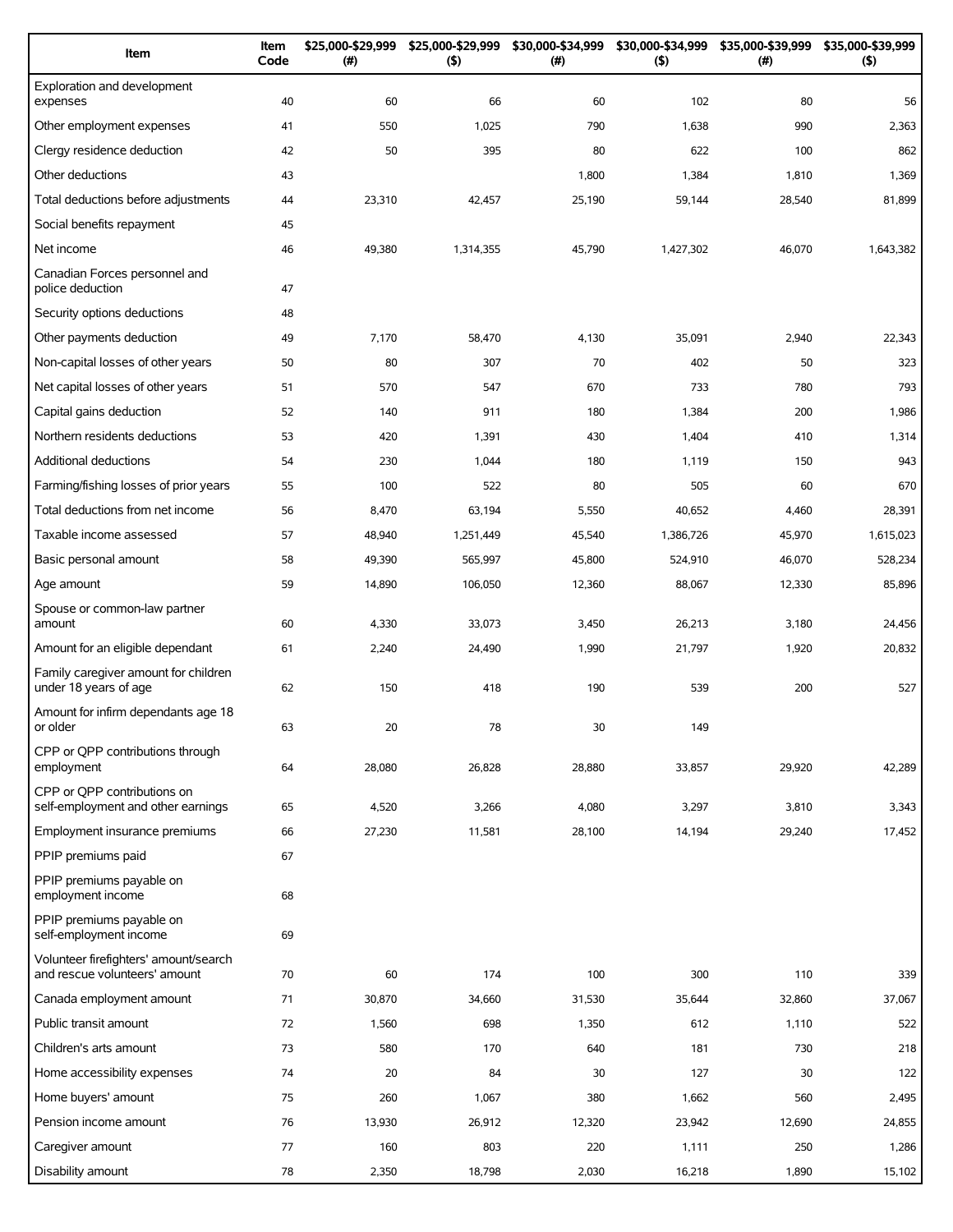| Item | Item Code | $25,000-$29,999 (#) | $25,000-$29,999 ($) | $30,000-$34,999 (#) | $30,000-$34,999 ($) | $35,000-$39,999 (#) | $35,000-$39,999 ($) |
|---|---|---|---|---|---|---|---|
| Exploration and development expenses | 40 | 60 | 66 | 60 | 102 | 80 | 56 |
| Other employment expenses | 41 | 550 | 1,025 | 790 | 1,638 | 990 | 2,363 |
| Clergy residence deduction | 42 | 50 | 395 | 80 | 622 | 100 | 862 |
| Other deductions | 43 | | | 1,800 | 1,384 | 1,810 | 1,369 |
| Total deductions before adjustments | 44 | 23,310 | 42,457 | 25,190 | 59,144 | 28,540 | 81,899 |
| Social benefits repayment | 45 | | | | | | |
| Net income | 46 | 49,380 | 1,314,355 | 45,790 | 1,427,302 | 46,070 | 1,643,382 |
| Canadian Forces personnel and police deduction | 47 | | | | | | |
| Security options deductions | 48 | | | | | | |
| Other payments deduction | 49 | 7,170 | 58,470 | 4,130 | 35,091 | 2,940 | 22,343 |
| Non-capital losses of other years | 50 | 80 | 307 | 70 | 402 | 50 | 323 |
| Net capital losses of other years | 51 | 570 | 547 | 670 | 733 | 780 | 793 |
| Capital gains deduction | 52 | 140 | 911 | 180 | 1,384 | 200 | 1,986 |
| Northern residents deductions | 53 | 420 | 1,391 | 430 | 1,404 | 410 | 1,314 |
| Additional deductions | 54 | 230 | 1,044 | 180 | 1,119 | 150 | 943 |
| Farming/fishing losses of prior years | 55 | 100 | 522 | 80 | 505 | 60 | 670 |
| Total deductions from net income | 56 | 8,470 | 63,194 | 5,550 | 40,652 | 4,460 | 28,391 |
| Taxable income assessed | 57 | 48,940 | 1,251,449 | 45,540 | 1,386,726 | 45,970 | 1,615,023 |
| Basic personal amount | 58 | 49,390 | 565,997 | 45,800 | 524,910 | 46,070 | 528,234 |
| Age amount | 59 | 14,890 | 106,050 | 12,360 | 88,067 | 12,330 | 85,896 |
| Spouse or common-law partner amount | 60 | 4,330 | 33,073 | 3,450 | 26,213 | 3,180 | 24,456 |
| Amount for an eligible dependant | 61 | 2,240 | 24,490 | 1,990 | 21,797 | 1,920 | 20,832 |
| Family caregiver amount for children under 18 years of age | 62 | 150 | 418 | 190 | 539 | 200 | 527 |
| Amount for infirm dependants age 18 or older | 63 | 20 | 78 | 30 | 149 | | |
| CPP or QPP contributions through employment | 64 | 28,080 | 26,828 | 28,880 | 33,857 | 29,920 | 42,289 |
| CPP or QPP contributions on self-employment and other earnings | 65 | 4,520 | 3,266 | 4,080 | 3,297 | 3,810 | 3,343 |
| Employment insurance premiums | 66 | 27,230 | 11,581 | 28,100 | 14,194 | 29,240 | 17,452 |
| PPIP premiums paid | 67 | | | | | | |
| PPIP premiums payable on employment income | 68 | | | | | | |
| PPIP premiums payable on self-employment income | 69 | | | | | | |
| Volunteer firefighters' amount/search and rescue volunteers' amount | 70 | 60 | 174 | 100 | 300 | 110 | 339 |
| Canada employment amount | 71 | 30,870 | 34,660 | 31,530 | 35,644 | 32,860 | 37,067 |
| Public transit amount | 72 | 1,560 | 698 | 1,350 | 612 | 1,110 | 522 |
| Children's arts amount | 73 | 580 | 170 | 640 | 181 | 730 | 218 |
| Home accessibility expenses | 74 | 20 | 84 | 30 | 127 | 30 | 122 |
| Home buyers' amount | 75 | 260 | 1,067 | 380 | 1,662 | 560 | 2,495 |
| Pension income amount | 76 | 13,930 | 26,912 | 12,320 | 23,942 | 12,690 | 24,855 |
| Caregiver amount | 77 | 160 | 803 | 220 | 1,111 | 250 | 1,286 |
| Disability amount | 78 | 2,350 | 18,798 | 2,030 | 16,218 | 1,890 | 15,102 |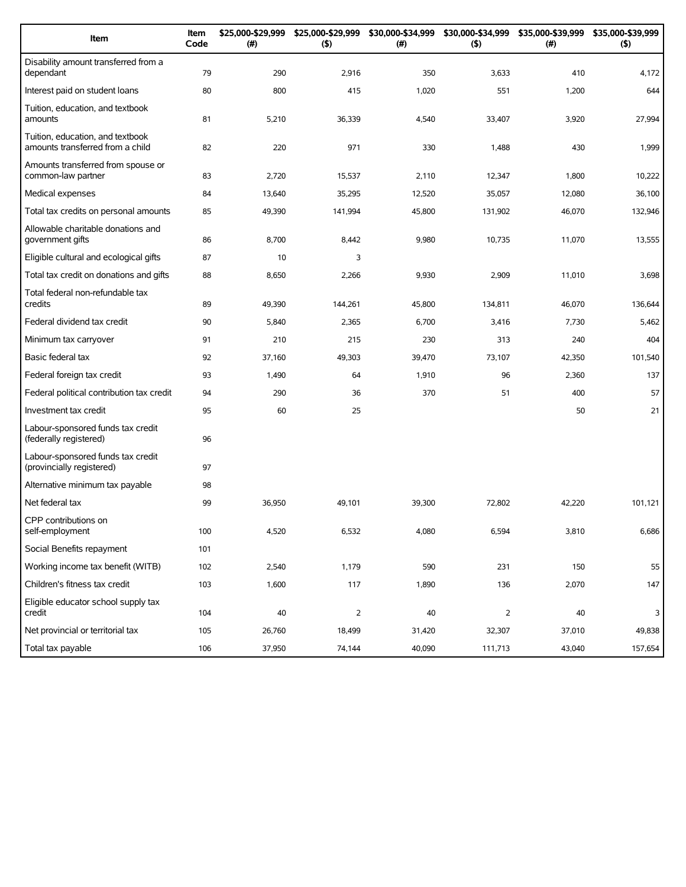| Item | Item Code | $25,000-$29,999 (#) | $25,000-$29,999 ($) | $30,000-$34,999 (#) | $30,000-$34,999 ($) | $35,000-$39,999 (#) | $35,000-$39,999 ($) |
|---|---|---|---|---|---|---|---|
| Disability amount transferred from a dependant | 79 | 290 | 2,916 | 350 | 3,633 | 410 | 4,172 |
| Interest paid on student loans | 80 | 800 | 415 | 1,020 | 551 | 1,200 | 644 |
| Tuition, education, and textbook amounts | 81 | 5,210 | 36,339 | 4,540 | 33,407 | 3,920 | 27,994 |
| Tuition, education, and textbook amounts transferred from a child | 82 | 220 | 971 | 330 | 1,488 | 430 | 1,999 |
| Amounts transferred from spouse or common-law partner | 83 | 2,720 | 15,537 | 2,110 | 12,347 | 1,800 | 10,222 |
| Medical expenses | 84 | 13,640 | 35,295 | 12,520 | 35,057 | 12,080 | 36,100 |
| Total tax credits on personal amounts | 85 | 49,390 | 141,994 | 45,800 | 131,902 | 46,070 | 132,946 |
| Allowable charitable donations and government gifts | 86 | 8,700 | 8,442 | 9,980 | 10,735 | 11,070 | 13,555 |
| Eligible cultural and ecological gifts | 87 | 10 | 3 | | | | |
| Total tax credit on donations and gifts | 88 | 8,650 | 2,266 | 9,930 | 2,909 | 11,010 | 3,698 |
| Total federal non-refundable tax credits | 89 | 49,390 | 144,261 | 45,800 | 134,811 | 46,070 | 136,644 |
| Federal dividend tax credit | 90 | 5,840 | 2,365 | 6,700 | 3,416 | 7,730 | 5,462 |
| Minimum tax carryover | 91 | 210 | 215 | 230 | 313 | 240 | 404 |
| Basic federal tax | 92 | 37,160 | 49,303 | 39,470 | 73,107 | 42,350 | 101,540 |
| Federal foreign tax credit | 93 | 1,490 | 64 | 1,910 | 96 | 2,360 | 137 |
| Federal political contribution tax credit | 94 | 290 | 36 | 370 | 51 | 400 | 57 |
| Investment tax credit | 95 | 60 | 25 | | | 50 | 21 |
| Labour-sponsored funds tax credit (federally registered) | 96 | | | | | | |
| Labour-sponsored funds tax credit (provincially registered) | 97 | | | | | | |
| Alternative minimum tax payable | 98 | | | | | | |
| Net federal tax | 99 | 36,950 | 49,101 | 39,300 | 72,802 | 42,220 | 101,121 |
| CPP contributions on self-employment | 100 | 4,520 | 6,532 | 4,080 | 6,594 | 3,810 | 6,686 |
| Social Benefits repayment | 101 | | | | | | |
| Working income tax benefit (WITB) | 102 | 2,540 | 1,179 | 590 | 231 | 150 | 55 |
| Children's fitness tax credit | 103 | 1,600 | 117 | 1,890 | 136 | 2,070 | 147 |
| Eligible educator school supply tax credit | 104 | 40 | 2 | 40 | 2 | 40 | 3 |
| Net provincial or territorial tax | 105 | 26,760 | 18,499 | 31,420 | 32,307 | 37,010 | 49,838 |
| Total tax payable | 106 | 37,950 | 74,144 | 40,090 | 111,713 | 43,040 | 157,654 |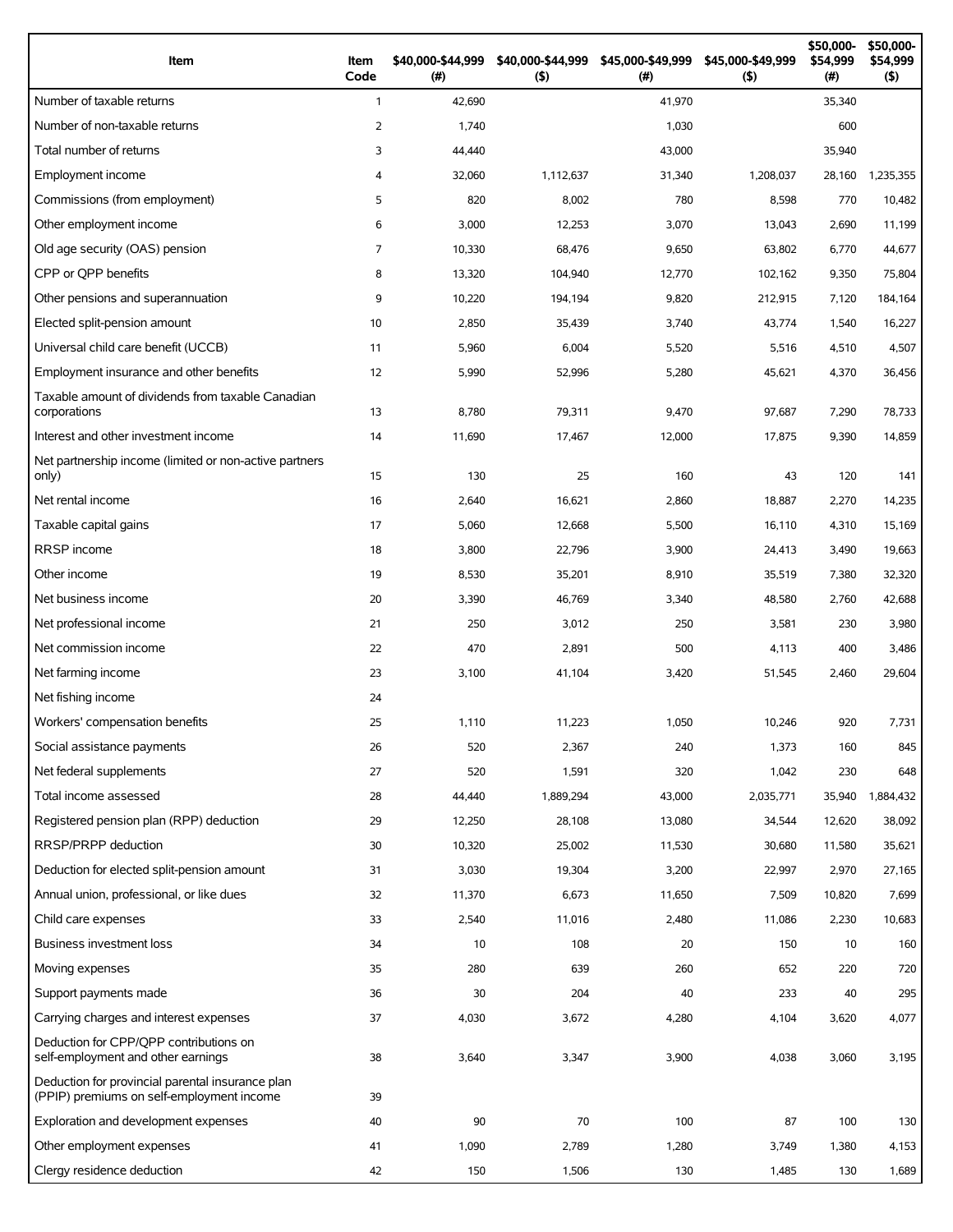| Item | Item Code | $40,000-$44,999 (#) | $40,000-$44,999 ($) | $45,000-$49,999 (#) | $45,000-$49,999 ($) | $50,000-$54,999 (#) | $50,000-$54,999 ($) |
|---|---|---|---|---|---|---|---|
| Number of taxable returns | 1 | 42,690 | | 41,970 | | 35,340 | |
| Number of non-taxable returns | 2 | 1,740 | | 1,030 | | 600 | |
| Total number of returns | 3 | 44,440 | | 43,000 | | 35,940 | |
| Employment income | 4 | 32,060 | 1,112,637 | 31,340 | 1,208,037 | 28,160 | 1,235,355 |
| Commissions (from employment) | 5 | 820 | 8,002 | 780 | 8,598 | 770 | 10,482 |
| Other employment income | 6 | 3,000 | 12,253 | 3,070 | 13,043 | 2,690 | 11,199 |
| Old age security (OAS) pension | 7 | 10,330 | 68,476 | 9,650 | 63,802 | 6,770 | 44,677 |
| CPP or QPP benefits | 8 | 13,320 | 104,940 | 12,770 | 102,162 | 9,350 | 75,804 |
| Other pensions and superannuation | 9 | 10,220 | 194,194 | 9,820 | 212,915 | 7,120 | 184,164 |
| Elected split-pension amount | 10 | 2,850 | 35,439 | 3,740 | 43,774 | 1,540 | 16,227 |
| Universal child care benefit (UCCB) | 11 | 5,960 | 6,004 | 5,520 | 5,516 | 4,510 | 4,507 |
| Employment insurance and other benefits | 12 | 5,990 | 52,996 | 5,280 | 45,621 | 4,370 | 36,456 |
| Taxable amount of dividends from taxable Canadian corporations | 13 | 8,780 | 79,311 | 9,470 | 97,687 | 7,290 | 78,733 |
| Interest and other investment income | 14 | 11,690 | 17,467 | 12,000 | 17,875 | 9,390 | 14,859 |
| Net partnership income (limited or non-active partners only) | 15 | 130 | 25 | 160 | 43 | 120 | 141 |
| Net rental income | 16 | 2,640 | 16,621 | 2,860 | 18,887 | 2,270 | 14,235 |
| Taxable capital gains | 17 | 5,060 | 12,668 | 5,500 | 16,110 | 4,310 | 15,169 |
| RRSP income | 18 | 3,800 | 22,796 | 3,900 | 24,413 | 3,490 | 19,663 |
| Other income | 19 | 8,530 | 35,201 | 8,910 | 35,519 | 7,380 | 32,320 |
| Net business income | 20 | 3,390 | 46,769 | 3,340 | 48,580 | 2,760 | 42,688 |
| Net professional income | 21 | 250 | 3,012 | 250 | 3,581 | 230 | 3,980 |
| Net commission income | 22 | 470 | 2,891 | 500 | 4,113 | 400 | 3,486 |
| Net farming income | 23 | 3,100 | 41,104 | 3,420 | 51,545 | 2,460 | 29,604 |
| Net fishing income | 24 | | | | | | |
| Workers' compensation benefits | 25 | 1,110 | 11,223 | 1,050 | 10,246 | 920 | 7,731 |
| Social assistance payments | 26 | 520 | 2,367 | 240 | 1,373 | 160 | 845 |
| Net federal supplements | 27 | 520 | 1,591 | 320 | 1,042 | 230 | 648 |
| Total income assessed | 28 | 44,440 | 1,889,294 | 43,000 | 2,035,771 | 35,940 | 1,884,432 |
| Registered pension plan (RPP) deduction | 29 | 12,250 | 28,108 | 13,080 | 34,544 | 12,620 | 38,092 |
| RRSP/PRPP deduction | 30 | 10,320 | 25,002 | 11,530 | 30,680 | 11,580 | 35,621 |
| Deduction for elected split-pension amount | 31 | 3,030 | 19,304 | 3,200 | 22,997 | 2,970 | 27,165 |
| Annual union, professional, or like dues | 32 | 11,370 | 6,673 | 11,650 | 7,509 | 10,820 | 7,699 |
| Child care expenses | 33 | 2,540 | 11,016 | 2,480 | 11,086 | 2,230 | 10,683 |
| Business investment loss | 34 | 10 | 108 | 20 | 150 | 10 | 160 |
| Moving expenses | 35 | 280 | 639 | 260 | 652 | 220 | 720 |
| Support payments made | 36 | 30 | 204 | 40 | 233 | 40 | 295 |
| Carrying charges and interest expenses | 37 | 4,030 | 3,672 | 4,280 | 4,104 | 3,620 | 4,077 |
| Deduction for CPP/QPP contributions on self-employment and other earnings | 38 | 3,640 | 3,347 | 3,900 | 4,038 | 3,060 | 3,195 |
| Deduction for provincial parental insurance plan (PPIP) premiums on self-employment income | 39 | | | | | | |
| Exploration and development expenses | 40 | 90 | 70 | 100 | 87 | 100 | 130 |
| Other employment expenses | 41 | 1,090 | 2,789 | 1,280 | 3,749 | 1,380 | 4,153 |
| Clergy residence deduction | 42 | 150 | 1,506 | 130 | 1,485 | 130 | 1,689 |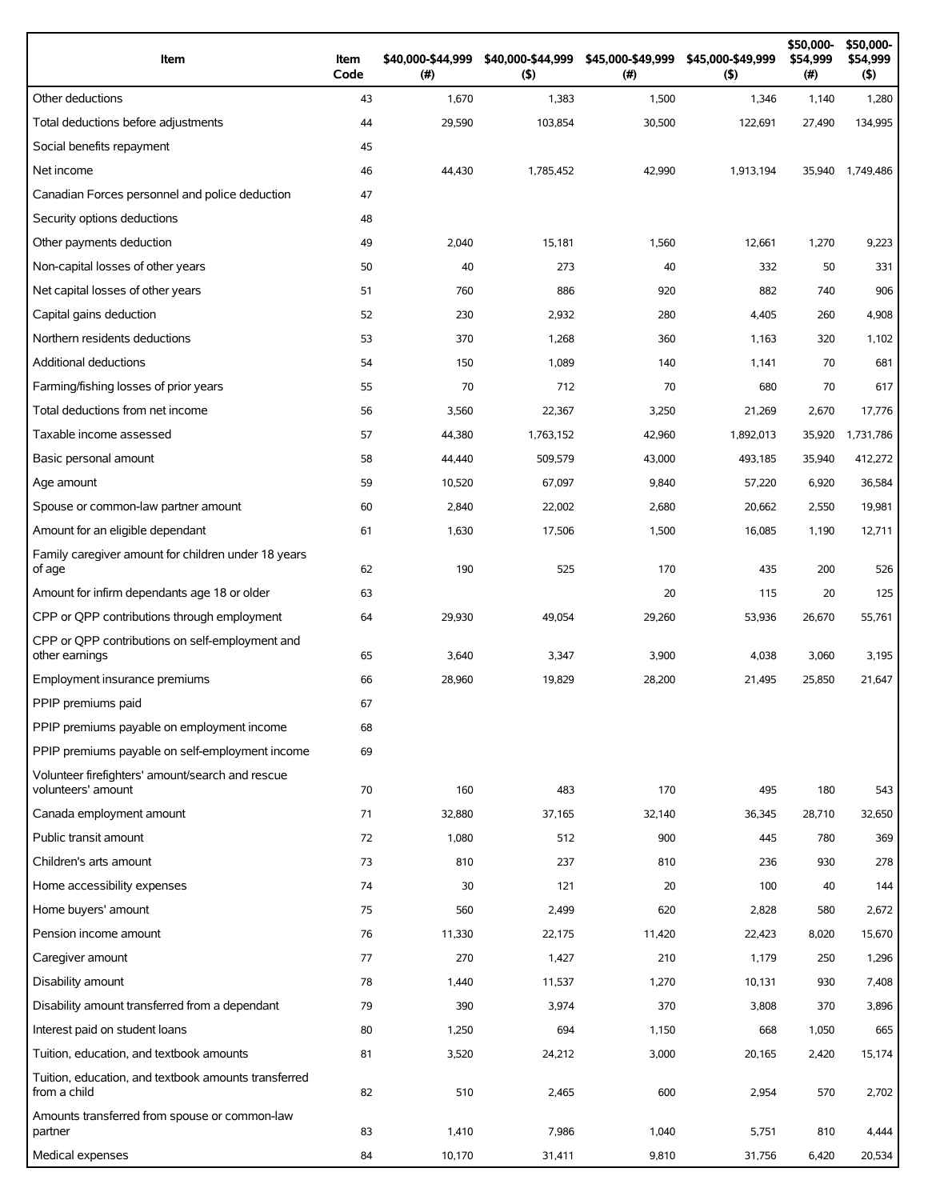| Item | Item Code | $40,000-$44,999 (#) | $40,000-$44,999 ($) | $45,000-$49,999 (#) | $45,000-$49,999 ($) | $50,000-$54,999 (#) | $50,000-$54,999 ($) |
|---|---|---|---|---|---|---|---|
| Other deductions | 43 | 1,670 | 1,383 | 1,500 | 1,346 | 1,140 | 1,280 |
| Total deductions before adjustments | 44 | 29,590 | 103,854 | 30,500 | 122,691 | 27,490 | 134,995 |
| Social benefits repayment | 45 | | | | | | |
| Net income | 46 | 44,430 | 1,785,452 | 42,990 | 1,913,194 | 35,940 | 1,749,486 |
| Canadian Forces personnel and police deduction | 47 | | | | | | |
| Security options deductions | 48 | | | | | | |
| Other payments deduction | 49 | 2,040 | 15,181 | 1,560 | 12,661 | 1,270 | 9,223 |
| Non-capital losses of other years | 50 | 40 | 273 | 40 | 332 | 50 | 331 |
| Net capital losses of other years | 51 | 760 | 886 | 920 | 882 | 740 | 906 |
| Capital gains deduction | 52 | 230 | 2,932 | 280 | 4,405 | 260 | 4,908 |
| Northern residents deductions | 53 | 370 | 1,268 | 360 | 1,163 | 320 | 1,102 |
| Additional deductions | 54 | 150 | 1,089 | 140 | 1,141 | 70 | 681 |
| Farming/fishing losses of prior years | 55 | 70 | 712 | 70 | 680 | 70 | 617 |
| Total deductions from net income | 56 | 3,560 | 22,367 | 3,250 | 21,269 | 2,670 | 17,776 |
| Taxable income assessed | 57 | 44,380 | 1,763,152 | 42,960 | 1,892,013 | 35,920 | 1,731,786 |
| Basic personal amount | 58 | 44,440 | 509,579 | 43,000 | 493,185 | 35,940 | 412,272 |
| Age amount | 59 | 10,520 | 67,097 | 9,840 | 57,220 | 6,920 | 36,584 |
| Spouse or common-law partner amount | 60 | 2,840 | 22,002 | 2,680 | 20,662 | 2,550 | 19,981 |
| Amount for an eligible dependant | 61 | 1,630 | 17,506 | 1,500 | 16,085 | 1,190 | 12,711 |
| Family caregiver amount for children under 18 years of age | 62 | 190 | 525 | 170 | 435 | 200 | 526 |
| Amount for infirm dependants age 18 or older | 63 | | | 20 | 115 | 20 | 125 |
| CPP or QPP contributions through employment | 64 | 29,930 | 49,054 | 29,260 | 53,936 | 26,670 | 55,761 |
| CPP or QPP contributions on self-employment and other earnings | 65 | 3,640 | 3,347 | 3,900 | 4,038 | 3,060 | 3,195 |
| Employment insurance premiums | 66 | 28,960 | 19,829 | 28,200 | 21,495 | 25,850 | 21,647 |
| PPIP premiums paid | 67 | | | | | | |
| PPIP premiums payable on employment income | 68 | | | | | | |
| PPIP premiums payable on self-employment income | 69 | | | | | | |
| Volunteer firefighters' amount/search and rescue volunteers' amount | 70 | 160 | 483 | 170 | 495 | 180 | 543 |
| Canada employment amount | 71 | 32,880 | 37,165 | 32,140 | 36,345 | 28,710 | 32,650 |
| Public transit amount | 72 | 1,080 | 512 | 900 | 445 | 780 | 369 |
| Children's arts amount | 73 | 810 | 237 | 810 | 236 | 930 | 278 |
| Home accessibility expenses | 74 | 30 | 121 | 20 | 100 | 40 | 144 |
| Home buyers' amount | 75 | 560 | 2,499 | 620 | 2,828 | 580 | 2,672 |
| Pension income amount | 76 | 11,330 | 22,175 | 11,420 | 22,423 | 8,020 | 15,670 |
| Caregiver amount | 77 | 270 | 1,427 | 210 | 1,179 | 250 | 1,296 |
| Disability amount | 78 | 1,440 | 11,537 | 1,270 | 10,131 | 930 | 7,408 |
| Disability amount transferred from a dependant | 79 | 390 | 3,974 | 370 | 3,808 | 370 | 3,896 |
| Interest paid on student loans | 80 | 1,250 | 694 | 1,150 | 668 | 1,050 | 665 |
| Tuition, education, and textbook amounts | 81 | 3,520 | 24,212 | 3,000 | 20,165 | 2,420 | 15,174 |
| Tuition, education, and textbook amounts transferred from a child | 82 | 510 | 2,465 | 600 | 2,954 | 570 | 2,702 |
| Amounts transferred from spouse or common-law partner | 83 | 1,410 | 7,986 | 1,040 | 5,751 | 810 | 4,444 |
| Medical expenses | 84 | 10,170 | 31,411 | 9,810 | 31,756 | 6,420 | 20,534 |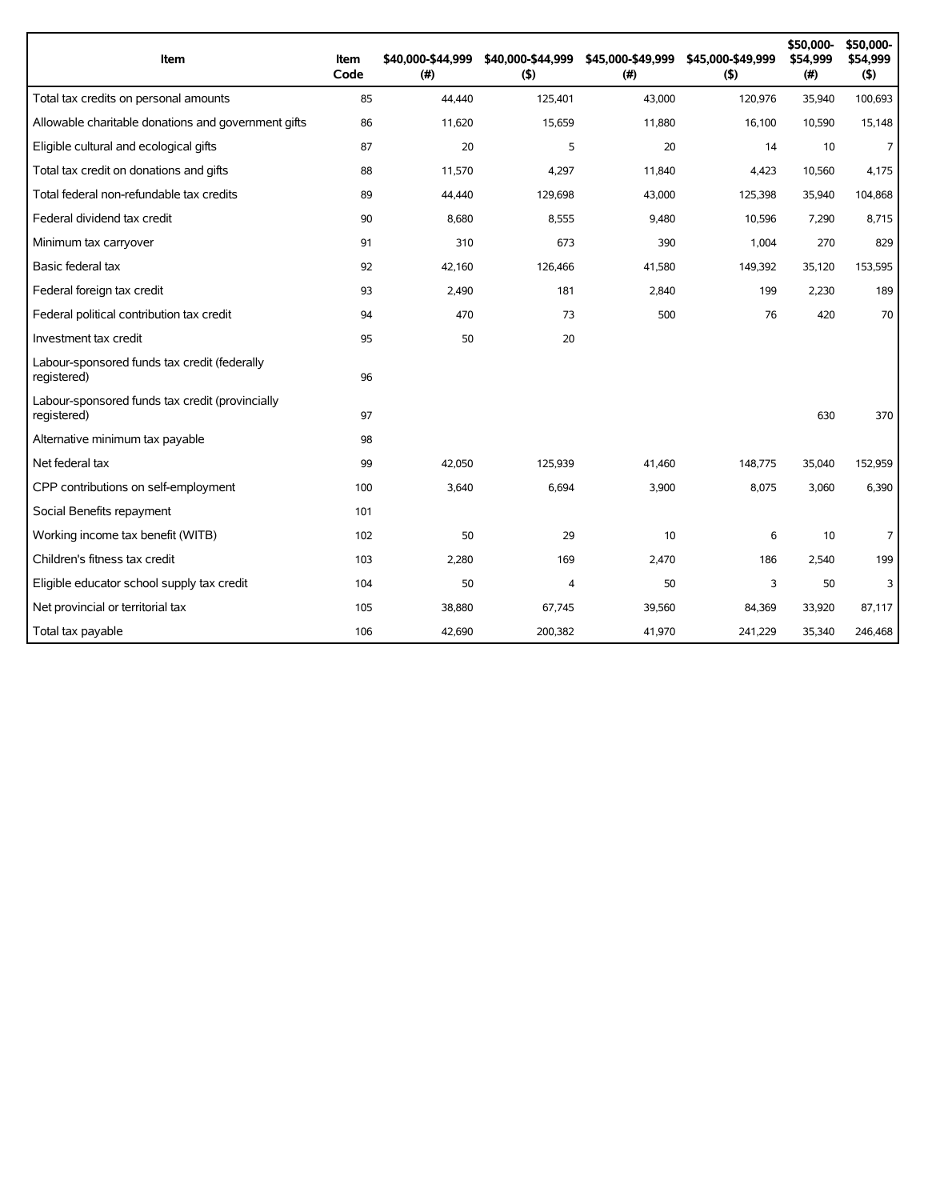| Item | Item Code | $40,000-$44,999 (#) | $40,000-$44,999 ($) | $45,000-$49,999 (#) | $45,000-$49,999 ($) | $50,000-$54,999 (#) | $50,000-$54,999 ($) |
|---|---|---|---|---|---|---|---|
| Total tax credits on personal amounts | 85 | 44,440 | 125,401 | 43,000 | 120,976 | 35,940 | 100,693 |
| Allowable charitable donations and government gifts | 86 | 11,620 | 15,659 | 11,880 | 16,100 | 10,590 | 15,148 |
| Eligible cultural and ecological gifts | 87 | 20 | 5 | 20 | 14 | 10 | 7 |
| Total tax credit on donations and gifts | 88 | 11,570 | 4,297 | 11,840 | 4,423 | 10,560 | 4,175 |
| Total federal non-refundable tax credits | 89 | 44,440 | 129,698 | 43,000 | 125,398 | 35,940 | 104,868 |
| Federal dividend tax credit | 90 | 8,680 | 8,555 | 9,480 | 10,596 | 7,290 | 8,715 |
| Minimum tax carryover | 91 | 310 | 673 | 390 | 1,004 | 270 | 829 |
| Basic federal tax | 92 | 42,160 | 126,466 | 41,580 | 149,392 | 35,120 | 153,595 |
| Federal foreign tax credit | 93 | 2,490 | 181 | 2,840 | 199 | 2,230 | 189 |
| Federal political contribution tax credit | 94 | 470 | 73 | 500 | 76 | 420 | 70 |
| Investment tax credit | 95 | 50 | 20 | | | | |
| Labour-sponsored funds tax credit (federally registered) | 96 | | | | | | |
| Labour-sponsored funds tax credit (provincially registered) | 97 | | | | | 630 | 370 |
| Alternative minimum tax payable | 98 | | | | | | |
| Net federal tax | 99 | 42,050 | 125,939 | 41,460 | 148,775 | 35,040 | 152,959 |
| CPP contributions on self-employment | 100 | 3,640 | 6,694 | 3,900 | 8,075 | 3,060 | 6,390 |
| Social Benefits repayment | 101 | | | | | | |
| Working income tax benefit (WITB) | 102 | 50 | 29 | 10 | 6 | 10 | 7 |
| Children's fitness tax credit | 103 | 2,280 | 169 | 2,470 | 186 | 2,540 | 199 |
| Eligible educator school supply tax credit | 104 | 50 | 4 | 50 | 3 | 50 | 3 |
| Net provincial or territorial tax | 105 | 38,880 | 67,745 | 39,560 | 84,369 | 33,920 | 87,117 |
| Total tax payable | 106 | 42,690 | 200,382 | 41,970 | 241,229 | 35,340 | 246,468 |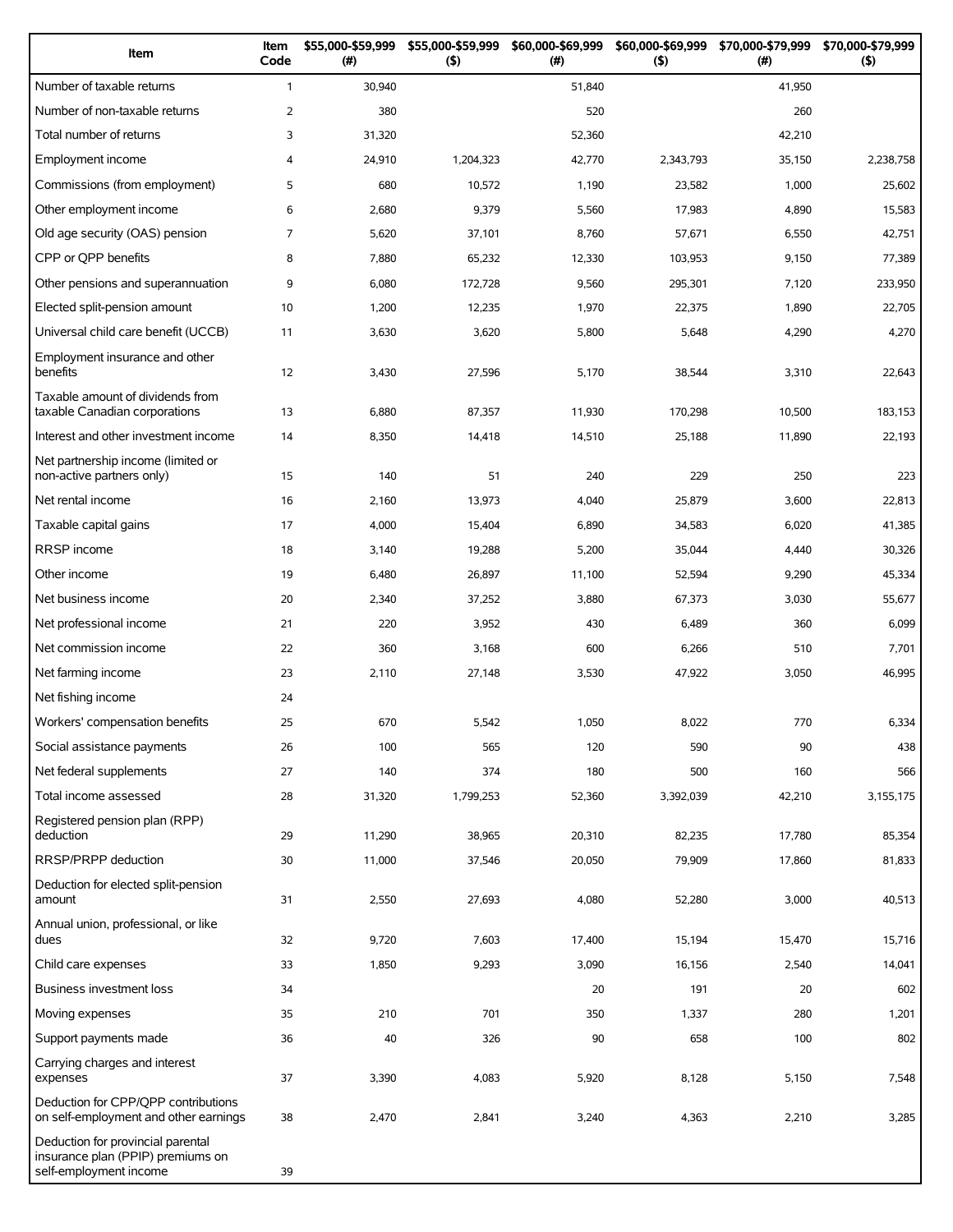| Item | Item Code | $55,000-$59,999 (#) | $55,000-$59,999 ($) | $60,000-$69,999 (#) | $60,000-$69,999 ($) | $70,000-$79,999 (#) | $70,000-$79,999 ($) |
|---|---|---|---|---|---|---|---|
| Number of taxable returns | 1 | 30,940 | | 51,840 | | 41,950 | |
| Number of non-taxable returns | 2 | 380 | | 520 | | 260 | |
| Total number of returns | 3 | 31,320 | | 52,360 | | 42,210 | |
| Employment income | 4 | 24,910 | 1,204,323 | 42,770 | 2,343,793 | 35,150 | 2,238,758 |
| Commissions (from employment) | 5 | 680 | 10,572 | 1,190 | 23,582 | 1,000 | 25,602 |
| Other employment income | 6 | 2,680 | 9,379 | 5,560 | 17,983 | 4,890 | 15,583 |
| Old age security (OAS) pension | 7 | 5,620 | 37,101 | 8,760 | 57,671 | 6,550 | 42,751 |
| CPP or QPP benefits | 8 | 7,880 | 65,232 | 12,330 | 103,953 | 9,150 | 77,389 |
| Other pensions and superannuation | 9 | 6,080 | 172,728 | 9,560 | 295,301 | 7,120 | 233,950 |
| Elected split-pension amount | 10 | 1,200 | 12,235 | 1,970 | 22,375 | 1,890 | 22,705 |
| Universal child care benefit (UCCB) | 11 | 3,630 | 3,620 | 5,800 | 5,648 | 4,290 | 4,270 |
| Employment insurance and other benefits | 12 | 3,430 | 27,596 | 5,170 | 38,544 | 3,310 | 22,643 |
| Taxable amount of dividends from taxable Canadian corporations | 13 | 6,880 | 87,357 | 11,930 | 170,298 | 10,500 | 183,153 |
| Interest and other investment income | 14 | 8,350 | 14,418 | 14,510 | 25,188 | 11,890 | 22,193 |
| Net partnership income (limited or non-active partners only) | 15 | 140 | 51 | 240 | 229 | 250 | 223 |
| Net rental income | 16 | 2,160 | 13,973 | 4,040 | 25,879 | 3,600 | 22,813 |
| Taxable capital gains | 17 | 4,000 | 15,404 | 6,890 | 34,583 | 6,020 | 41,385 |
| RRSP income | 18 | 3,140 | 19,288 | 5,200 | 35,044 | 4,440 | 30,326 |
| Other income | 19 | 6,480 | 26,897 | 11,100 | 52,594 | 9,290 | 45,334 |
| Net business income | 20 | 2,340 | 37,252 | 3,880 | 67,373 | 3,030 | 55,677 |
| Net professional income | 21 | 220 | 3,952 | 430 | 6,489 | 360 | 6,099 |
| Net commission income | 22 | 360 | 3,168 | 600 | 6,266 | 510 | 7,701 |
| Net farming income | 23 | 2,110 | 27,148 | 3,530 | 47,922 | 3,050 | 46,995 |
| Net fishing income | 24 | | | | | | |
| Workers' compensation benefits | 25 | 670 | 5,542 | 1,050 | 8,022 | 770 | 6,334 |
| Social assistance payments | 26 | 100 | 565 | 120 | 590 | 90 | 438 |
| Net federal supplements | 27 | 140 | 374 | 180 | 500 | 160 | 566 |
| Total income assessed | 28 | 31,320 | 1,799,253 | 52,360 | 3,392,039 | 42,210 | 3,155,175 |
| Registered pension plan (RPP) deduction | 29 | 11,290 | 38,965 | 20,310 | 82,235 | 17,780 | 85,354 |
| RRSP/PRPP deduction | 30 | 11,000 | 37,546 | 20,050 | 79,909 | 17,860 | 81,833 |
| Deduction for elected split-pension amount | 31 | 2,550 | 27,693 | 4,080 | 52,280 | 3,000 | 40,513 |
| Annual union, professional, or like dues | 32 | 9,720 | 7,603 | 17,400 | 15,194 | 15,470 | 15,716 |
| Child care expenses | 33 | 1,850 | 9,293 | 3,090 | 16,156 | 2,540 | 14,041 |
| Business investment loss | 34 | | | 20 | 191 | 20 | 602 |
| Moving expenses | 35 | 210 | 701 | 350 | 1,337 | 280 | 1,201 |
| Support payments made | 36 | 40 | 326 | 90 | 658 | 100 | 802 |
| Carrying charges and interest expenses | 37 | 3,390 | 4,083 | 5,920 | 8,128 | 5,150 | 7,548 |
| Deduction for CPP/QPP contributions on self-employment and other earnings | 38 | 2,470 | 2,841 | 3,240 | 4,363 | 2,210 | 3,285 |
| Deduction for provincial parental insurance plan (PPIP) premiums on self-employment income | 39 | | | | | | |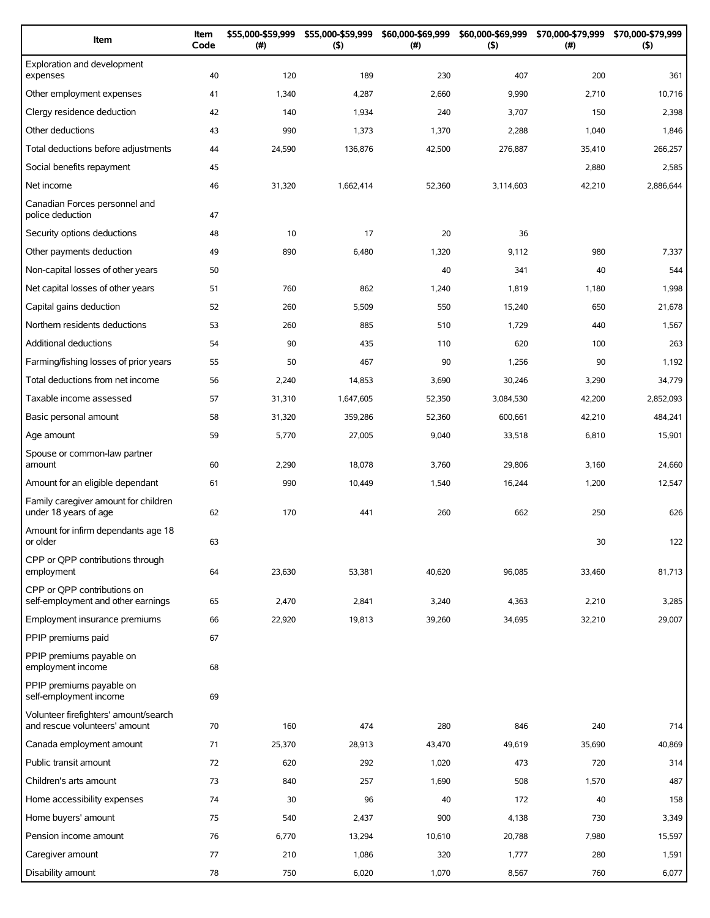| Item | Item Code | $55,000-$59,999 (#) | $55,000-$59,999 ($) | $60,000-$69,999 (#) | $60,000-$69,999 ($) | $70,000-$79,999 (#) | $70,000-$79,999 ($) |
|---|---|---|---|---|---|---|---|
| Exploration and development expenses | 40 | 120 | 189 | 230 | 407 | 200 | 361 |
| Other employment expenses | 41 | 1,340 | 4,287 | 2,660 | 9,990 | 2,710 | 10,716 |
| Clergy residence deduction | 42 | 140 | 1,934 | 240 | 3,707 | 150 | 2,398 |
| Other deductions | 43 | 990 | 1,373 | 1,370 | 2,288 | 1,040 | 1,846 |
| Total deductions before adjustments | 44 | 24,590 | 136,876 | 42,500 | 276,887 | 35,410 | 266,257 |
| Social benefits repayment | 45 | | | | | 2,880 | 2,585 |
| Net income | 46 | 31,320 | 1,662,414 | 52,360 | 3,114,603 | 42,210 | 2,886,644 |
| Canadian Forces personnel and police deduction | 47 | | | | | | |
| Security options deductions | 48 | 10 | 17 | 20 | 36 | | |
| Other payments deduction | 49 | 890 | 6,480 | 1,320 | 9,112 | 980 | 7,337 |
| Non-capital losses of other years | 50 | | | 40 | 341 | 40 | 544 |
| Net capital losses of other years | 51 | 760 | 862 | 1,240 | 1,819 | 1,180 | 1,998 |
| Capital gains deduction | 52 | 260 | 5,509 | 550 | 15,240 | 650 | 21,678 |
| Northern residents deductions | 53 | 260 | 885 | 510 | 1,729 | 440 | 1,567 |
| Additional deductions | 54 | 90 | 435 | 110 | 620 | 100 | 263 |
| Farming/fishing losses of prior years | 55 | 50 | 467 | 90 | 1,256 | 90 | 1,192 |
| Total deductions from net income | 56 | 2,240 | 14,853 | 3,690 | 30,246 | 3,290 | 34,779 |
| Taxable income assessed | 57 | 31,310 | 1,647,605 | 52,350 | 3,084,530 | 42,200 | 2,852,093 |
| Basic personal amount | 58 | 31,320 | 359,286 | 52,360 | 600,661 | 42,210 | 484,241 |
| Age amount | 59 | 5,770 | 27,005 | 9,040 | 33,518 | 6,810 | 15,901 |
| Spouse or common-law partner amount | 60 | 2,290 | 18,078 | 3,760 | 29,806 | 3,160 | 24,660 |
| Amount for an eligible dependant | 61 | 990 | 10,449 | 1,540 | 16,244 | 1,200 | 12,547 |
| Family caregiver amount for children under 18 years of age | 62 | 170 | 441 | 260 | 662 | 250 | 626 |
| Amount for infirm dependants age 18 or older | 63 | | | | | 30 | 122 |
| CPP or QPP contributions through employment | 64 | 23,630 | 53,381 | 40,620 | 96,085 | 33,460 | 81,713 |
| CPP or QPP contributions on self-employment and other earnings | 65 | 2,470 | 2,841 | 3,240 | 4,363 | 2,210 | 3,285 |
| Employment insurance premiums | 66 | 22,920 | 19,813 | 39,260 | 34,695 | 32,210 | 29,007 |
| PPIP premiums paid | 67 | | | | | | |
| PPIP premiums payable on employment income | 68 | | | | | | |
| PPIP premiums payable on self-employment income | 69 | | | | | | |
| Volunteer firefighters' amount/search and rescue volunteers' amount | 70 | 160 | 474 | 280 | 846 | 240 | 714 |
| Canada employment amount | 71 | 25,370 | 28,913 | 43,470 | 49,619 | 35,690 | 40,869 |
| Public transit amount | 72 | 620 | 292 | 1,020 | 473 | 720 | 314 |
| Children's arts amount | 73 | 840 | 257 | 1,690 | 508 | 1,570 | 487 |
| Home accessibility expenses | 74 | 30 | 96 | 40 | 172 | 40 | 158 |
| Home buyers' amount | 75 | 540 | 2,437 | 900 | 4,138 | 730 | 3,349 |
| Pension income amount | 76 | 6,770 | 13,294 | 10,610 | 20,788 | 7,980 | 15,597 |
| Caregiver amount | 77 | 210 | 1,086 | 320 | 1,777 | 280 | 1,591 |
| Disability amount | 78 | 750 | 6,020 | 1,070 | 8,567 | 760 | 6,077 |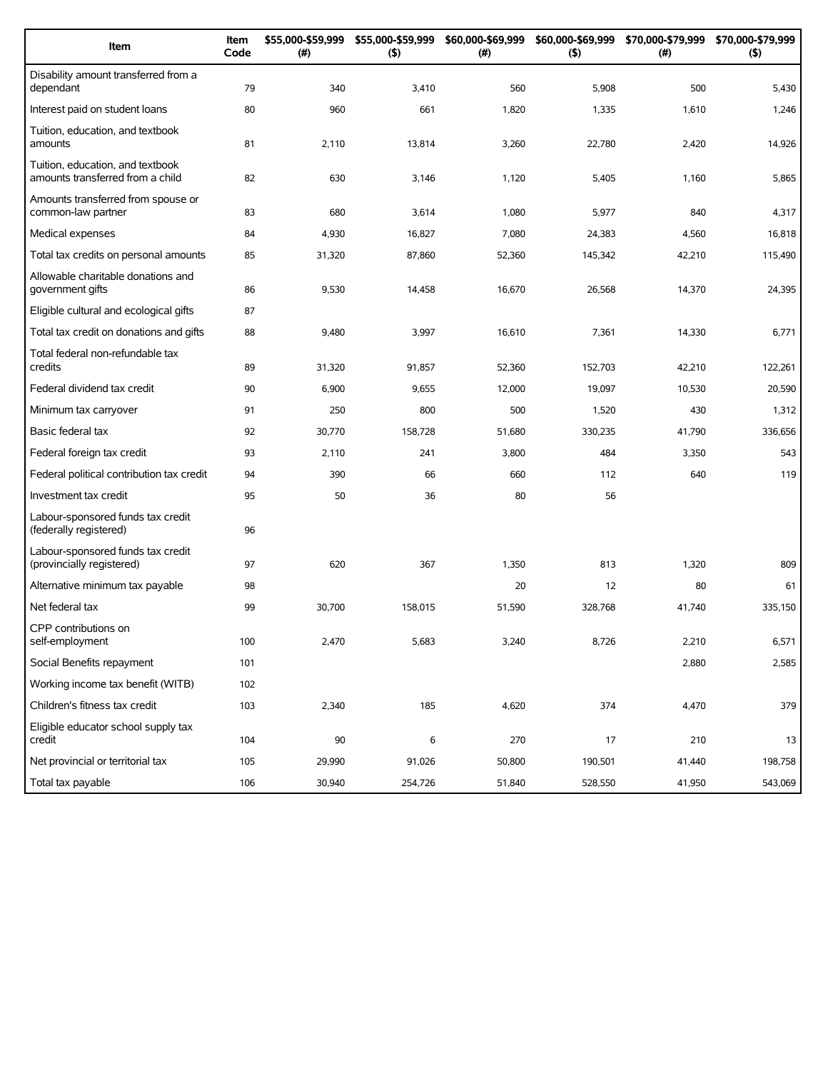| Item | Item Code | $55,000-$59,999 (#) | $55,000-$59,999 ($) | $60,000-$69,999 (#) | $60,000-$69,999 ($) | $70,000-$79,999 (#) | $70,000-$79,999 ($) |
|---|---|---|---|---|---|---|---|
| Disability amount transferred from a dependant | 79 | 340 | 3,410 | 560 | 5,908 | 500 | 5,430 |
| Interest paid on student loans | 80 | 960 | 661 | 1,820 | 1,335 | 1,610 | 1,246 |
| Tuition, education, and textbook amounts | 81 | 2,110 | 13,814 | 3,260 | 22,780 | 2,420 | 14,926 |
| Tuition, education, and textbook amounts transferred from a child | 82 | 630 | 3,146 | 1,120 | 5,405 | 1,160 | 5,865 |
| Amounts transferred from spouse or common-law partner | 83 | 680 | 3,614 | 1,080 | 5,977 | 840 | 4,317 |
| Medical expenses | 84 | 4,930 | 16,827 | 7,080 | 24,383 | 4,560 | 16,818 |
| Total tax credits on personal amounts | 85 | 31,320 | 87,860 | 52,360 | 145,342 | 42,210 | 115,490 |
| Allowable charitable donations and government gifts | 86 | 9,530 | 14,458 | 16,670 | 26,568 | 14,370 | 24,395 |
| Eligible cultural and ecological gifts | 87 | | | | | | |
| Total tax credit on donations and gifts | 88 | 9,480 | 3,997 | 16,610 | 7,361 | 14,330 | 6,771 |
| Total federal non-refundable tax credits | 89 | 31,320 | 91,857 | 52,360 | 152,703 | 42,210 | 122,261 |
| Federal dividend tax credit | 90 | 6,900 | 9,655 | 12,000 | 19,097 | 10,530 | 20,590 |
| Minimum tax carryover | 91 | 250 | 800 | 500 | 1,520 | 430 | 1,312 |
| Basic federal tax | 92 | 30,770 | 158,728 | 51,680 | 330,235 | 41,790 | 336,656 |
| Federal foreign tax credit | 93 | 2,110 | 241 | 3,800 | 484 | 3,350 | 543 |
| Federal political contribution tax credit | 94 | 390 | 66 | 660 | 112 | 640 | 119 |
| Investment tax credit | 95 | 50 | 36 | 80 | 56 | | |
| Labour-sponsored funds tax credit (federally registered) | 96 | | | | | | |
| Labour-sponsored funds tax credit (provincially registered) | 97 | 620 | 367 | 1,350 | 813 | 1,320 | 809 |
| Alternative minimum tax payable | 98 | | | 20 | 12 | 80 | 61 |
| Net federal tax | 99 | 30,700 | 158,015 | 51,590 | 328,768 | 41,740 | 335,150 |
| CPP contributions on self-employment | 100 | 2,470 | 5,683 | 3,240 | 8,726 | 2,210 | 6,571 |
| Social Benefits repayment | 101 | | | | | 2,880 | 2,585 |
| Working income tax benefit (WITB) | 102 | | | | | | |
| Children's fitness tax credit | 103 | 2,340 | 185 | 4,620 | 374 | 4,470 | 379 |
| Eligible educator school supply tax credit | 104 | 90 | 6 | 270 | 17 | 210 | 13 |
| Net provincial or territorial tax | 105 | 29,990 | 91,026 | 50,800 | 190,501 | 41,440 | 198,758 |
| Total tax payable | 106 | 30,940 | 254,726 | 51,840 | 528,550 | 41,950 | 543,069 |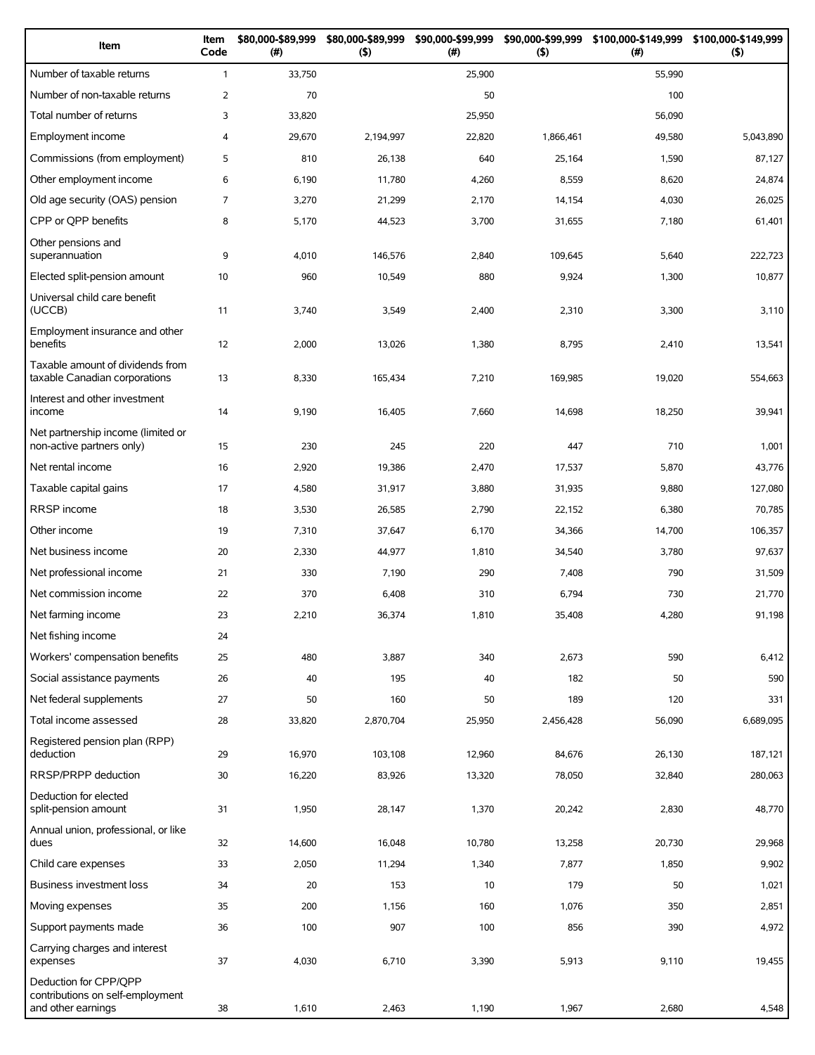| Item | Item Code | $80,000-$89,999 (#) | $80,000-$89,999 ($) | $90,000-$99,999 (#) | $90,000-$99,999 ($) | $100,000-$149,999 (#) | $100,000-$149,999 ($) |
|---|---|---|---|---|---|---|---|
| Number of taxable returns | 1 | 33,750 | | 25,900 | | 55,990 | |
| Number of non-taxable returns | 2 | 70 | | 50 | | 100 | |
| Total number of returns | 3 | 33,820 | | 25,950 | | 56,090 | |
| Employment income | 4 | 29,670 | 2,194,997 | 22,820 | 1,866,461 | 49,580 | 5,043,890 |
| Commissions (from employment) | 5 | 810 | 26,138 | 640 | 25,164 | 1,590 | 87,127 |
| Other employment income | 6 | 6,190 | 11,780 | 4,260 | 8,559 | 8,620 | 24,874 |
| Old age security (OAS) pension | 7 | 3,270 | 21,299 | 2,170 | 14,154 | 4,030 | 26,025 |
| CPP or QPP benefits | 8 | 5,170 | 44,523 | 3,700 | 31,655 | 7,180 | 61,401 |
| Other pensions and superannuation | 9 | 4,010 | 146,576 | 2,840 | 109,645 | 5,640 | 222,723 |
| Elected split-pension amount | 10 | 960 | 10,549 | 880 | 9,924 | 1,300 | 10,877 |
| Universal child care benefit (UCCB) | 11 | 3,740 | 3,549 | 2,400 | 2,310 | 3,300 | 3,110 |
| Employment insurance and other benefits | 12 | 2,000 | 13,026 | 1,380 | 8,795 | 2,410 | 13,541 |
| Taxable amount of dividends from taxable Canadian corporations | 13 | 8,330 | 165,434 | 7,210 | 169,985 | 19,020 | 554,663 |
| Interest and other investment income | 14 | 9,190 | 16,405 | 7,660 | 14,698 | 18,250 | 39,941 |
| Net partnership income (limited or non-active partners only) | 15 | 230 | 245 | 220 | 447 | 710 | 1,001 |
| Net rental income | 16 | 2,920 | 19,386 | 2,470 | 17,537 | 5,870 | 43,776 |
| Taxable capital gains | 17 | 4,580 | 31,917 | 3,880 | 31,935 | 9,880 | 127,080 |
| RRSP income | 18 | 3,530 | 26,585 | 2,790 | 22,152 | 6,380 | 70,785 |
| Other income | 19 | 7,310 | 37,647 | 6,170 | 34,366 | 14,700 | 106,357 |
| Net business income | 20 | 2,330 | 44,977 | 1,810 | 34,540 | 3,780 | 97,637 |
| Net professional income | 21 | 330 | 7,190 | 290 | 7,408 | 790 | 31,509 |
| Net commission income | 22 | 370 | 6,408 | 310 | 6,794 | 730 | 21,770 |
| Net farming income | 23 | 2,210 | 36,374 | 1,810 | 35,408 | 4,280 | 91,198 |
| Net fishing income | 24 | | | | | | |
| Workers' compensation benefits | 25 | 480 | 3,887 | 340 | 2,673 | 590 | 6,412 |
| Social assistance payments | 26 | 40 | 195 | 40 | 182 | 50 | 590 |
| Net federal supplements | 27 | 50 | 160 | 50 | 189 | 120 | 331 |
| Total income assessed | 28 | 33,820 | 2,870,704 | 25,950 | 2,456,428 | 56,090 | 6,689,095 |
| Registered pension plan (RPP) deduction | 29 | 16,970 | 103,108 | 12,960 | 84,676 | 26,130 | 187,121 |
| RRSP/PRPP deduction | 30 | 16,220 | 83,926 | 13,320 | 78,050 | 32,840 | 280,063 |
| Deduction for elected split-pension amount | 31 | 1,950 | 28,147 | 1,370 | 20,242 | 2,830 | 48,770 |
| Annual union, professional, or like dues | 32 | 14,600 | 16,048 | 10,780 | 13,258 | 20,730 | 29,968 |
| Child care expenses | 33 | 2,050 | 11,294 | 1,340 | 7,877 | 1,850 | 9,902 |
| Business investment loss | 34 | 20 | 153 | 10 | 179 | 50 | 1,021 |
| Moving expenses | 35 | 200 | 1,156 | 160 | 1,076 | 350 | 2,851 |
| Support payments made | 36 | 100 | 907 | 100 | 856 | 390 | 4,972 |
| Carrying charges and interest expenses | 37 | 4,030 | 6,710 | 3,390 | 5,913 | 9,110 | 19,455 |
| Deduction for CPP/QPP contributions on self-employment and other earnings | 38 | 1,610 | 2,463 | 1,190 | 1,967 | 2,680 | 4,548 |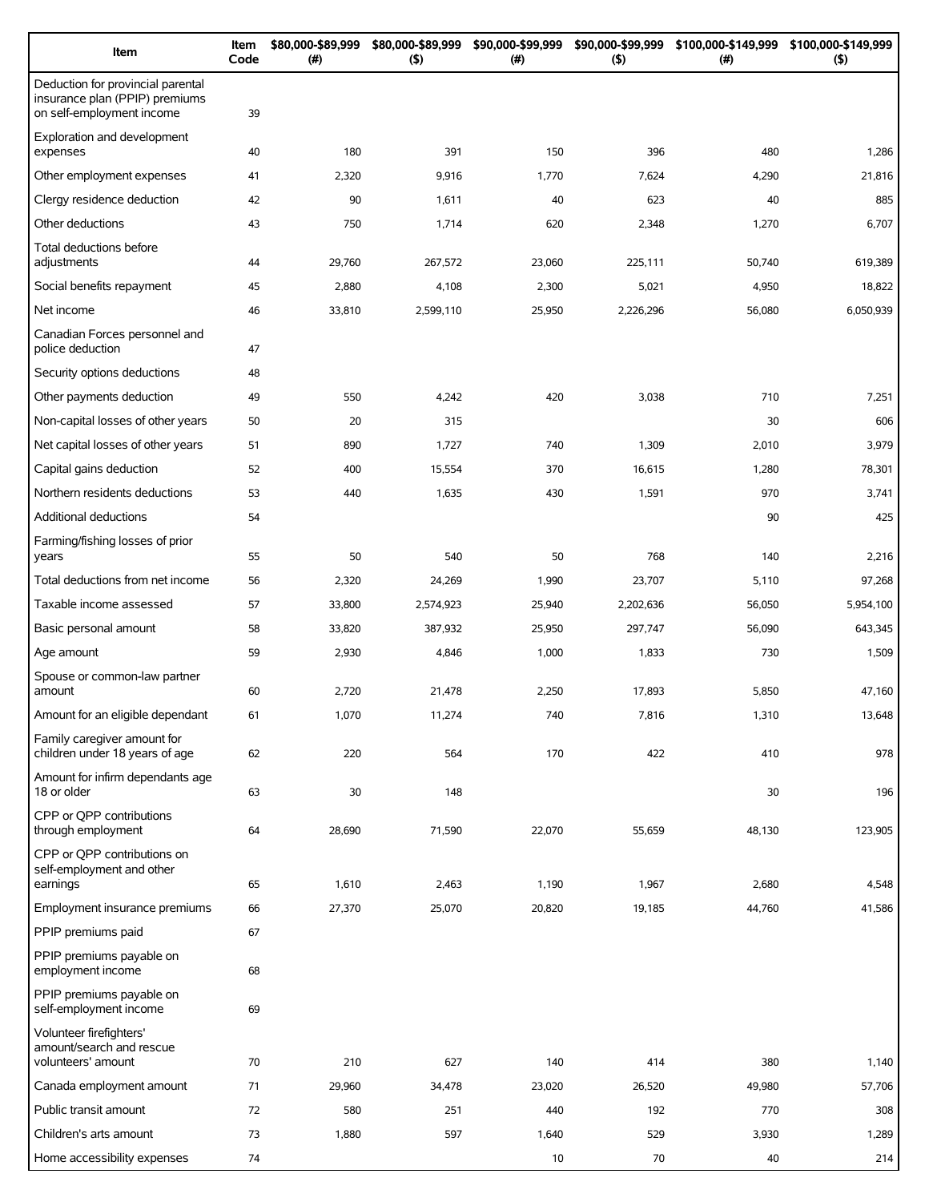| Item | Item Code | $80,000-$89,999 (#) | $80,000-$89,999 ($) | $90,000-$99,999 (#) | $90,000-$99,999 ($) | $100,000-$149,999 (#) | $100,000-$149,999 ($) |
|---|---|---|---|---|---|---|---|
| Deduction for provincial parental insurance plan (PPIP) premiums on self-employment income | 39 | | | | | | |
| Exploration and development expenses | 40 | 180 | 391 | 150 | 396 | 480 | 1,286 |
| Other employment expenses | 41 | 2,320 | 9,916 | 1,770 | 7,624 | 4,290 | 21,816 |
| Clergy residence deduction | 42 | 90 | 1,611 | 40 | 623 | 40 | 885 |
| Other deductions | 43 | 750 | 1,714 | 620 | 2,348 | 1,270 | 6,707 |
| Total deductions before adjustments | 44 | 29,760 | 267,572 | 23,060 | 225,111 | 50,740 | 619,389 |
| Social benefits repayment | 45 | 2,880 | 4,108 | 2,300 | 5,021 | 4,950 | 18,822 |
| Net income | 46 | 33,810 | 2,599,110 | 25,950 | 2,226,296 | 56,080 | 6,050,939 |
| Canadian Forces personnel and police deduction | 47 | | | | | | |
| Security options deductions | 48 | | | | | | |
| Other payments deduction | 49 | 550 | 4,242 | 420 | 3,038 | 710 | 7,251 |
| Non-capital losses of other years | 50 | 20 | 315 | | | 30 | 606 |
| Net capital losses of other years | 51 | 890 | 1,727 | 740 | 1,309 | 2,010 | 3,979 |
| Capital gains deduction | 52 | 400 | 15,554 | 370 | 16,615 | 1,280 | 78,301 |
| Northern residents deductions | 53 | 440 | 1,635 | 430 | 1,591 | 970 | 3,741 |
| Additional deductions | 54 | | | | | 90 | 425 |
| Farming/fishing losses of prior years | 55 | 50 | 540 | 50 | 768 | 140 | 2,216 |
| Total deductions from net income | 56 | 2,320 | 24,269 | 1,990 | 23,707 | 5,110 | 97,268 |
| Taxable income assessed | 57 | 33,800 | 2,574,923 | 25,940 | 2,202,636 | 56,050 | 5,954,100 |
| Basic personal amount | 58 | 33,820 | 387,932 | 25,950 | 297,747 | 56,090 | 643,345 |
| Age amount | 59 | 2,930 | 4,846 | 1,000 | 1,833 | 730 | 1,509 |
| Spouse or common-law partner amount | 60 | 2,720 | 21,478 | 2,250 | 17,893 | 5,850 | 47,160 |
| Amount for an eligible dependant | 61 | 1,070 | 11,274 | 740 | 7,816 | 1,310 | 13,648 |
| Family caregiver amount for children under 18 years of age | 62 | 220 | 564 | 170 | 422 | 410 | 978 |
| Amount for infirm dependants age 18 or older | 63 | 30 | 148 | | | 30 | 196 |
| CPP or QPP contributions through employment | 64 | 28,690 | 71,590 | 22,070 | 55,659 | 48,130 | 123,905 |
| CPP or QPP contributions on self-employment and other earnings | 65 | 1,610 | 2,463 | 1,190 | 1,967 | 2,680 | 4,548 |
| Employment insurance premiums | 66 | 27,370 | 25,070 | 20,820 | 19,185 | 44,760 | 41,586 |
| PPIP premiums paid | 67 | | | | | | |
| PPIP premiums payable on employment income | 68 | | | | | | |
| PPIP premiums payable on self-employment income | 69 | | | | | | |
| Volunteer firefighters' amount/search and rescue volunteers' amount | 70 | 210 | 627 | 140 | 414 | 380 | 1,140 |
| Canada employment amount | 71 | 29,960 | 34,478 | 23,020 | 26,520 | 49,980 | 57,706 |
| Public transit amount | 72 | 580 | 251 | 440 | 192 | 770 | 308 |
| Children's arts amount | 73 | 1,880 | 597 | 1,640 | 529 | 3,930 | 1,289 |
| Home accessibility expenses | 74 | | | 10 | 70 | 40 | 214 |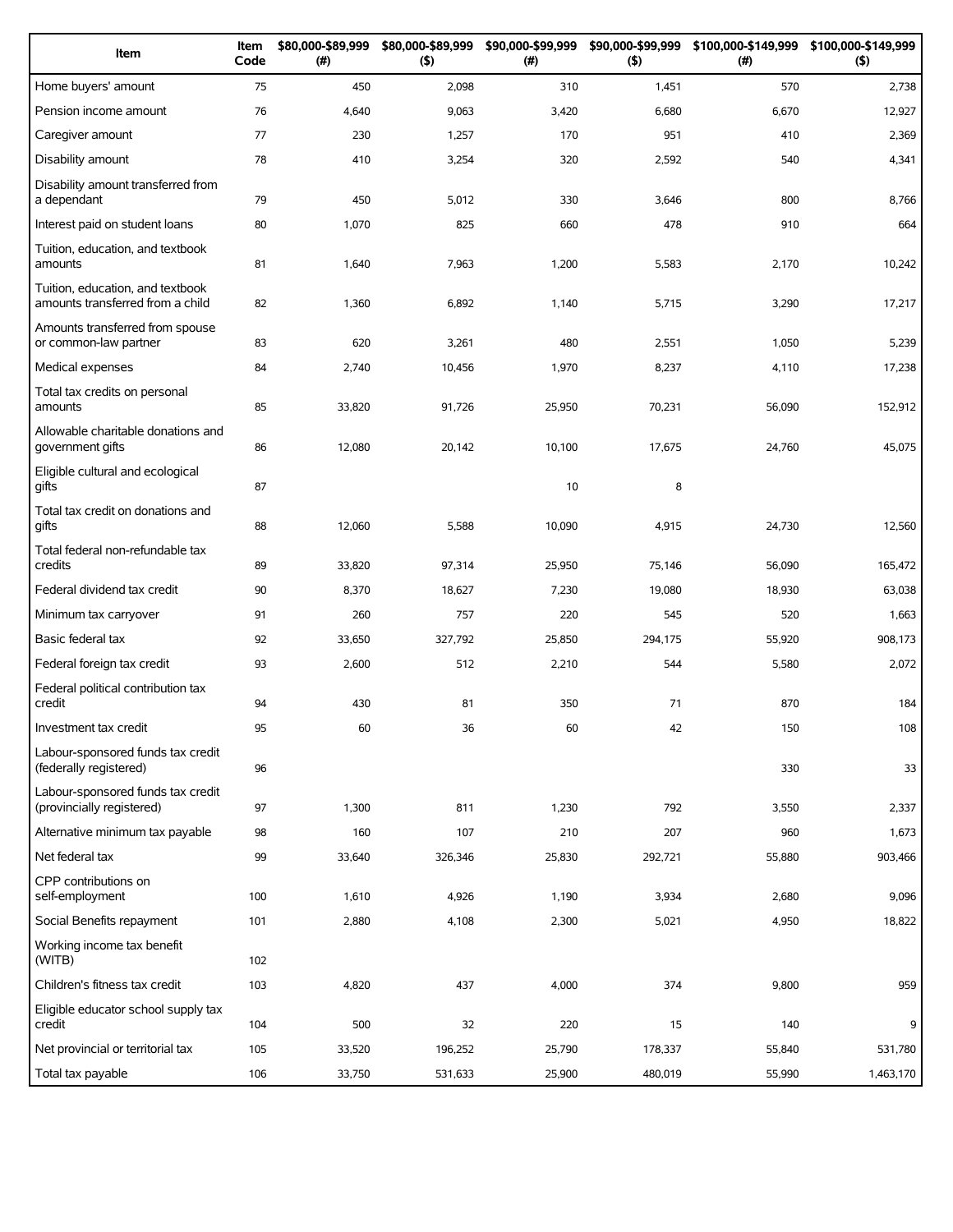| Item | Item Code | $80,000-$89,999 (#) | $80,000-$89,999 ($) | $90,000-$99,999 (#) | $90,000-$99,999 ($) | $100,000-$149,999 (#) | $100,000-$149,999 ($) |
|---|---|---|---|---|---|---|---|
| Home buyers' amount | 75 | 450 | 2,098 | 310 | 1,451 | 570 | 2,738 |
| Pension income amount | 76 | 4,640 | 9,063 | 3,420 | 6,680 | 6,670 | 12,927 |
| Caregiver amount | 77 | 230 | 1,257 | 170 | 951 | 410 | 2,369 |
| Disability amount | 78 | 410 | 3,254 | 320 | 2,592 | 540 | 4,341 |
| Disability amount transferred from a dependant | 79 | 450 | 5,012 | 330 | 3,646 | 800 | 8,766 |
| Interest paid on student loans | 80 | 1,070 | 825 | 660 | 478 | 910 | 664 |
| Tuition, education, and textbook amounts | 81 | 1,640 | 7,963 | 1,200 | 5,583 | 2,170 | 10,242 |
| Tuition, education, and textbook amounts transferred from a child | 82 | 1,360 | 6,892 | 1,140 | 5,715 | 3,290 | 17,217 |
| Amounts transferred from spouse or common-law partner | 83 | 620 | 3,261 | 480 | 2,551 | 1,050 | 5,239 |
| Medical expenses | 84 | 2,740 | 10,456 | 1,970 | 8,237 | 4,110 | 17,238 |
| Total tax credits on personal amounts | 85 | 33,820 | 91,726 | 25,950 | 70,231 | 56,090 | 152,912 |
| Allowable charitable donations and government gifts | 86 | 12,080 | 20,142 | 10,100 | 17,675 | 24,760 | 45,075 |
| Eligible cultural and ecological gifts | 87 | | | 10 | 8 | | |
| Total tax credit on donations and gifts | 88 | 12,060 | 5,588 | 10,090 | 4,915 | 24,730 | 12,560 |
| Total federal non-refundable tax credits | 89 | 33,820 | 97,314 | 25,950 | 75,146 | 56,090 | 165,472 |
| Federal dividend tax credit | 90 | 8,370 | 18,627 | 7,230 | 19,080 | 18,930 | 63,038 |
| Minimum tax carryover | 91 | 260 | 757 | 220 | 545 | 520 | 1,663 |
| Basic federal tax | 92 | 33,650 | 327,792 | 25,850 | 294,175 | 55,920 | 908,173 |
| Federal foreign tax credit | 93 | 2,600 | 512 | 2,210 | 544 | 5,580 | 2,072 |
| Federal political contribution tax credit | 94 | 430 | 81 | 350 | 71 | 870 | 184 |
| Investment tax credit | 95 | 60 | 36 | 60 | 42 | 150 | 108 |
| Labour-sponsored funds tax credit (federally registered) | 96 | | | | | 330 | 33 |
| Labour-sponsored funds tax credit (provincially registered) | 97 | 1,300 | 811 | 1,230 | 792 | 3,550 | 2,337 |
| Alternative minimum tax payable | 98 | 160 | 107 | 210 | 207 | 960 | 1,673 |
| Net federal tax | 99 | 33,640 | 326,346 | 25,830 | 292,721 | 55,880 | 903,466 |
| CPP contributions on self-employment | 100 | 1,610 | 4,926 | 1,190 | 3,934 | 2,680 | 9,096 |
| Social Benefits repayment | 101 | 2,880 | 4,108 | 2,300 | 5,021 | 4,950 | 18,822 |
| Working income tax benefit (WITB) | 102 | | | | | | |
| Children's fitness tax credit | 103 | 4,820 | 437 | 4,000 | 374 | 9,800 | 959 |
| Eligible educator school supply tax credit | 104 | 500 | 32 | 220 | 15 | 140 | 9 |
| Net provincial or territorial tax | 105 | 33,520 | 196,252 | 25,790 | 178,337 | 55,840 | 531,780 |
| Total tax payable | 106 | 33,750 | 531,633 | 25,900 | 480,019 | 55,990 | 1,463,170 |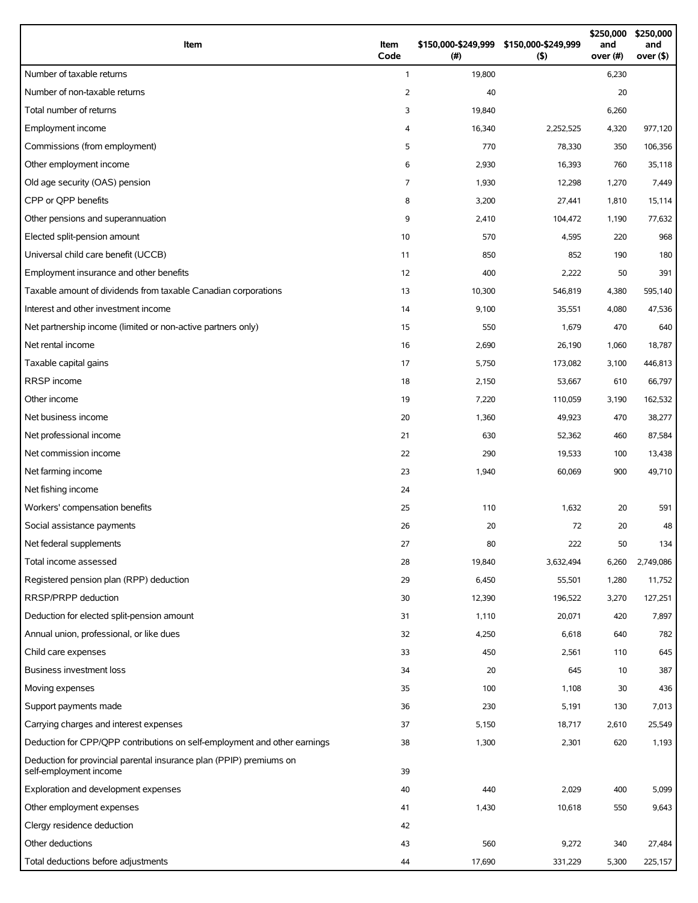| Item | Item Code | $150,000-$249,999 (#) | $150,000-$249,999 ($) | $250,000 and over (#) | $250,000 and over ($) |
|---|---|---|---|---|---|
| Number of taxable returns | 1 | 19,800 | | 6,230 | |
| Number of non-taxable returns | 2 | 40 | | 20 | |
| Total number of returns | 3 | 19,840 | | 6,260 | |
| Employment income | 4 | 16,340 | 2,252,525 | 4,320 | 977,120 |
| Commissions (from employment) | 5 | 770 | 78,330 | 350 | 106,356 |
| Other employment income | 6 | 2,930 | 16,393 | 760 | 35,118 |
| Old age security (OAS) pension | 7 | 1,930 | 12,298 | 1,270 | 7,449 |
| CPP or QPP benefits | 8 | 3,200 | 27,441 | 1,810 | 15,114 |
| Other pensions and superannuation | 9 | 2,410 | 104,472 | 1,190 | 77,632 |
| Elected split-pension amount | 10 | 570 | 4,595 | 220 | 968 |
| Universal child care benefit (UCCB) | 11 | 850 | 852 | 190 | 180 |
| Employment insurance and other benefits | 12 | 400 | 2,222 | 50 | 391 |
| Taxable amount of dividends from taxable Canadian corporations | 13 | 10,300 | 546,819 | 4,380 | 595,140 |
| Interest and other investment income | 14 | 9,100 | 35,551 | 4,080 | 47,536 |
| Net partnership income (limited or non-active partners only) | 15 | 550 | 1,679 | 470 | 640 |
| Net rental income | 16 | 2,690 | 26,190 | 1,060 | 18,787 |
| Taxable capital gains | 17 | 5,750 | 173,082 | 3,100 | 446,813 |
| RRSP income | 18 | 2,150 | 53,667 | 610 | 66,797 |
| Other income | 19 | 7,220 | 110,059 | 3,190 | 162,532 |
| Net business income | 20 | 1,360 | 49,923 | 470 | 38,277 |
| Net professional income | 21 | 630 | 52,362 | 460 | 87,584 |
| Net commission income | 22 | 290 | 19,533 | 100 | 13,438 |
| Net farming income | 23 | 1,940 | 60,069 | 900 | 49,710 |
| Net fishing income | 24 | | | | |
| Workers' compensation benefits | 25 | 110 | 1,632 | 20 | 591 |
| Social assistance payments | 26 | 20 | 72 | 20 | 48 |
| Net federal supplements | 27 | 80 | 222 | 50 | 134 |
| Total income assessed | 28 | 19,840 | 3,632,494 | 6,260 | 2,749,086 |
| Registered pension plan (RPP) deduction | 29 | 6,450 | 55,501 | 1,280 | 11,752 |
| RRSP/PRPP deduction | 30 | 12,390 | 196,522 | 3,270 | 127,251 |
| Deduction for elected split-pension amount | 31 | 1,110 | 20,071 | 420 | 7,897 |
| Annual union, professional, or like dues | 32 | 4,250 | 6,618 | 640 | 782 |
| Child care expenses | 33 | 450 | 2,561 | 110 | 645 |
| Business investment loss | 34 | 20 | 645 | 10 | 387 |
| Moving expenses | 35 | 100 | 1,108 | 30 | 436 |
| Support payments made | 36 | 230 | 5,191 | 130 | 7,013 |
| Carrying charges and interest expenses | 37 | 5,150 | 18,717 | 2,610 | 25,549 |
| Deduction for CPP/QPP contributions on self-employment and other earnings | 38 | 1,300 | 2,301 | 620 | 1,193 |
| Deduction for provincial parental insurance plan (PPIP) premiums on self-employment income | 39 | | | | |
| Exploration and development expenses | 40 | 440 | 2,029 | 400 | 5,099 |
| Other employment expenses | 41 | 1,430 | 10,618 | 550 | 9,643 |
| Clergy residence deduction | 42 | | | | |
| Other deductions | 43 | 560 | 9,272 | 340 | 27,484 |
| Total deductions before adjustments | 44 | 17,690 | 331,229 | 5,300 | 225,157 |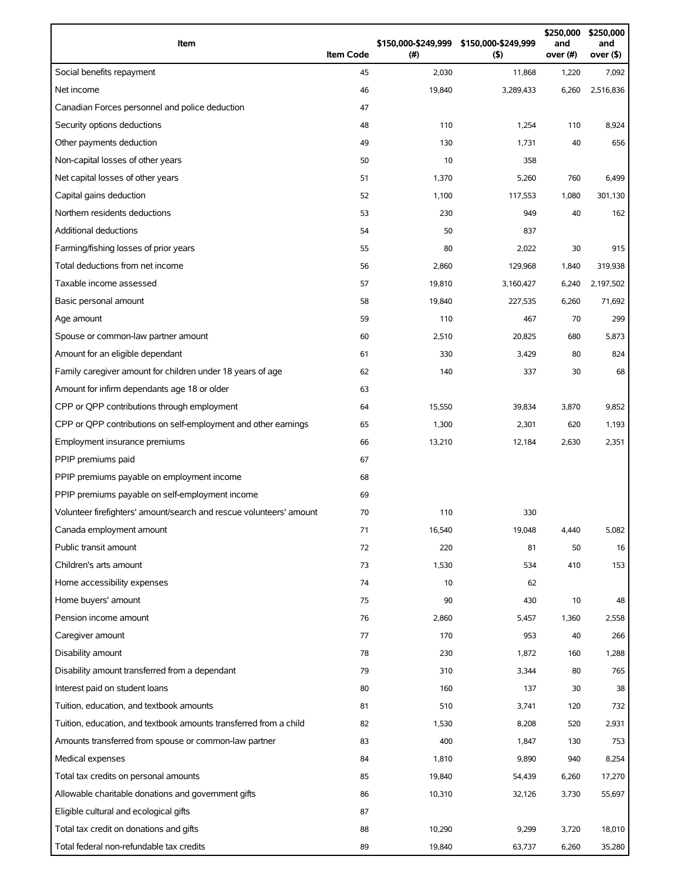| Item | Item Code | $150,000-$249,999 (#) | $150,000-$249,999 ($) | $250,000 and over (#) | $250,000 and over ($) |
|---|---|---|---|---|---|
| Social benefits repayment | 45 | 2,030 | 11,868 | 1,220 | 7,092 |
| Net income | 46 | 19,840 | 3,289,433 | 6,260 | 2,516,836 |
| Canadian Forces personnel and police deduction | 47 | | | | |
| Security options deductions | 48 | 110 | 1,254 | 110 | 8,924 |
| Other payments deduction | 49 | 130 | 1,731 | 40 | 656 |
| Non-capital losses of other years | 50 | 10 | 358 | | |
| Net capital losses of other years | 51 | 1,370 | 5,260 | 760 | 6,499 |
| Capital gains deduction | 52 | 1,100 | 117,553 | 1,080 | 301,130 |
| Northern residents deductions | 53 | 230 | 949 | 40 | 162 |
| Additional deductions | 54 | 50 | 837 | | |
| Farming/fishing losses of prior years | 55 | 80 | 2,022 | 30 | 915 |
| Total deductions from net income | 56 | 2,860 | 129,968 | 1,840 | 319,938 |
| Taxable income assessed | 57 | 19,810 | 3,160,427 | 6,240 | 2,197,502 |
| Basic personal amount | 58 | 19,840 | 227,535 | 6,260 | 71,692 |
| Age amount | 59 | 110 | 467 | 70 | 299 |
| Spouse or common-law partner amount | 60 | 2,510 | 20,825 | 680 | 5,873 |
| Amount for an eligible dependant | 61 | 330 | 3,429 | 80 | 824 |
| Family caregiver amount for children under 18 years of age | 62 | 140 | 337 | 30 | 68 |
| Amount for infirm dependants age 18 or older | 63 | | | | |
| CPP or QPP contributions through employment | 64 | 15,550 | 39,834 | 3,870 | 9,852 |
| CPP or QPP contributions on self-employment and other earnings | 65 | 1,300 | 2,301 | 620 | 1,193 |
| Employment insurance premiums | 66 | 13,210 | 12,184 | 2,630 | 2,351 |
| PPIP premiums paid | 67 | | | | |
| PPIP premiums payable on employment income | 68 | | | | |
| PPIP premiums payable on self-employment income | 69 | | | | |
| Volunteer firefighters' amount/search and rescue volunteers' amount | 70 | 110 | 330 | | |
| Canada employment amount | 71 | 16,540 | 19,048 | 4,440 | 5,082 |
| Public transit amount | 72 | 220 | 81 | 50 | 16 |
| Children's arts amount | 73 | 1,530 | 534 | 410 | 153 |
| Home accessibility expenses | 74 | 10 | 62 | | |
| Home buyers' amount | 75 | 90 | 430 | 10 | 48 |
| Pension income amount | 76 | 2,860 | 5,457 | 1,360 | 2,558 |
| Caregiver amount | 77 | 170 | 953 | 40 | 266 |
| Disability amount | 78 | 230 | 1,872 | 160 | 1,288 |
| Disability amount transferred from a dependant | 79 | 310 | 3,344 | 80 | 765 |
| Interest paid on student loans | 80 | 160 | 137 | 30 | 38 |
| Tuition, education, and textbook amounts | 81 | 510 | 3,741 | 120 | 732 |
| Tuition, education, and textbook amounts transferred from a child | 82 | 1,530 | 8,208 | 520 | 2,931 |
| Amounts transferred from spouse or common-law partner | 83 | 400 | 1,847 | 130 | 753 |
| Medical expenses | 84 | 1,810 | 9,890 | 940 | 8,254 |
| Total tax credits on personal amounts | 85 | 19,840 | 54,439 | 6,260 | 17,270 |
| Allowable charitable donations and government gifts | 86 | 10,310 | 32,126 | 3,730 | 55,697 |
| Eligible cultural and ecological gifts | 87 | | | | |
| Total tax credit on donations and gifts | 88 | 10,290 | 9,299 | 3,720 | 18,010 |
| Total federal non-refundable tax credits | 89 | 19,840 | 63,737 | 6,260 | 35,280 |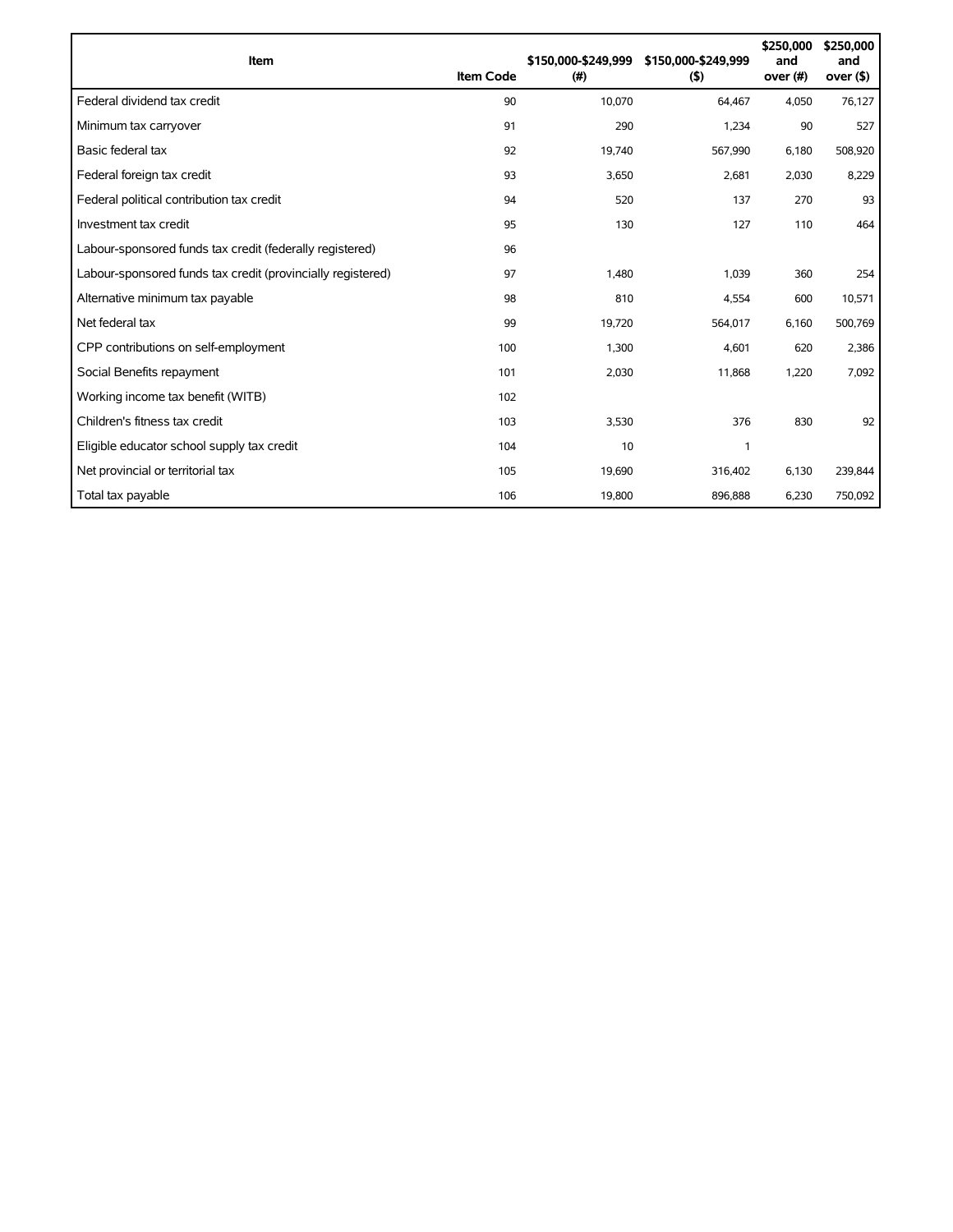| Item | Item Code | $150,000-$249,999 (#) | $150,000-$249,999 ($) | $250,000 and over (#) | $250,000 and over ($) |
|---|---|---|---|---|---|
| Federal dividend tax credit | 90 | 10,070 | 64,467 | 4,050 | 76,127 |
| Minimum tax carryover | 91 | 290 | 1,234 | 90 | 527 |
| Basic federal tax | 92 | 19,740 | 567,990 | 6,180 | 508,920 |
| Federal foreign tax credit | 93 | 3,650 | 2,681 | 2,030 | 8,229 |
| Federal political contribution tax credit | 94 | 520 | 137 | 270 | 93 |
| Investment tax credit | 95 | 130 | 127 | 110 | 464 |
| Labour-sponsored funds tax credit (federally registered) | 96 | | | | |
| Labour-sponsored funds tax credit (provincially registered) | 97 | 1,480 | 1,039 | 360 | 254 |
| Alternative minimum tax payable | 98 | 810 | 4,554 | 600 | 10,571 |
| Net federal tax | 99 | 19,720 | 564,017 | 6,160 | 500,769 |
| CPP contributions on self-employment | 100 | 1,300 | 4,601 | 620 | 2,386 |
| Social Benefits repayment | 101 | 2,030 | 11,868 | 1,220 | 7,092 |
| Working income tax benefit (WITB) | 102 | | | | |
| Children's fitness tax credit | 103 | 3,530 | 376 | 830 | 92 |
| Eligible educator school supply tax credit | 104 | 10 | 1 | | |
| Net provincial or territorial tax | 105 | 19,690 | 316,402 | 6,130 | 239,844 |
| Total tax payable | 106 | 19,800 | 896,888 | 6,230 | 750,092 |